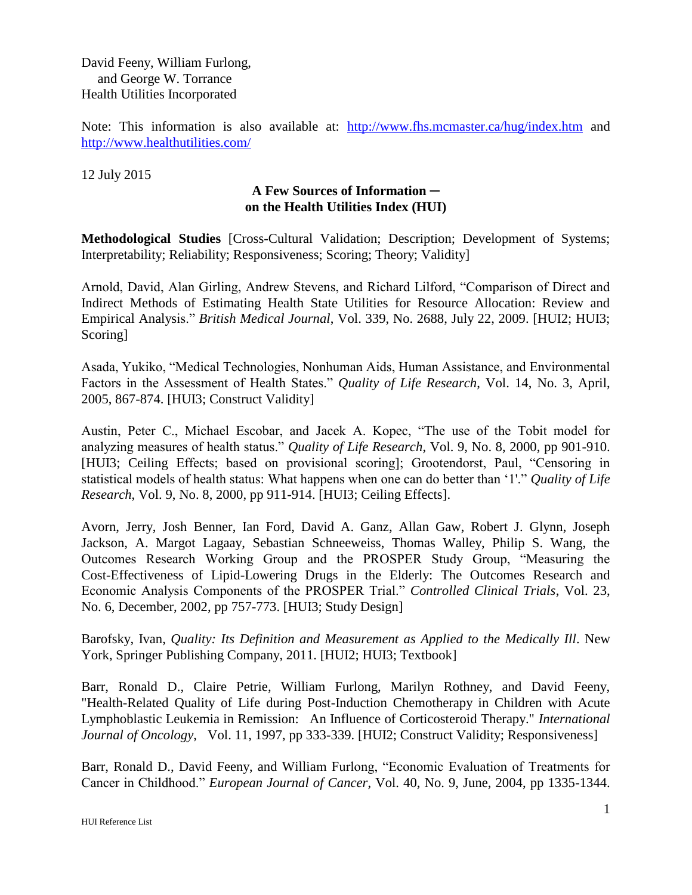David Feeny, William Furlong,
and George W. Torrance
Health Utilities Incorporated

Note: This information is also available at: [http://www.fhs.mcmaster.ca/hug/index.htm](http://www.fhs.mcmaster.ca/hug/index.htm) and [http://www.healthutilities.com/](http://www.healthutilities.com/)

12 July 2015

**A Few Sources of Information –**
**on the Health Utilities Index (HUI)**

**Methodological Studies** [Cross-Cultural Validation; Description; Development of Systems; Interpretability; Reliability; Responsiveness; Scoring; Theory; Validity]

Arnold, David, Alan Girling, Andrew Stevens, and Richard Lilford, "Comparison of Direct and Indirect Methods of Estimating Health State Utilities for Resource Allocation: Review and Empirical Analysis." *British Medical Journal*, Vol. 339, No. 2688, July 22, 2009. [HUI2; HUI3; Scoring]

Asada, Yukiko, "Medical Technologies, Nonhuman Aids, Human Assistance, and Environmental Factors in the Assessment of Health States." *Quality of Life Research*, Vol. 14, No. 3, April, 2005, 867-874. [HUI3; Construct Validity]

Austin, Peter C., Michael Escobar, and Jacek A. Kopec, "The use of the Tobit model for analyzing measures of health status." *Quality of Life Research*, Vol. 9, No. 8, 2000, pp 901-910. [HUI3; Ceiling Effects; based on provisional scoring]; Grootendorst, Paul, "Censoring in statistical models of health status: What happens when one can do better than '1'." *Quality of Life Research*, Vol. 9, No. 8, 2000, pp 911-914. [HUI3; Ceiling Effects].

Avorn, Jerry, Josh Benner, Ian Ford, David A. Ganz, Allan Gaw, Robert J. Glynn, Joseph Jackson, A. Margot Lagaay, Sebastian Schneeweiss, Thomas Walley, Philip S. Wang, the Outcomes Research Working Group and the PROSPER Study Group, "Measuring the Cost-Effectiveness of Lipid-Lowering Drugs in the Elderly: The Outcomes Research and Economic Analysis Components of the PROSPER Trial." *Controlled Clinical Trials*, Vol. 23, No. 6, December, 2002, pp 757-773. [HUI3; Study Design]

Barofsky, Ivan, *Quality: Its Definition and Measurement as Applied to the Medically Ill*. New York, Springer Publishing Company, 2011. [HUI2; HUI3; Textbook]

Barr, Ronald D., Claire Petrie, William Furlong, Marilyn Rothney, and David Feeny, "Health-Related Quality of Life during Post-Induction Chemotherapy in Children with Acute Lymphoblastic Leukemia in Remission: An Influence of Corticosteroid Therapy." *International Journal of Oncology*, Vol. 11, 1997, pp 333-339. [HUI2; Construct Validity; Responsiveness]

Barr, Ronald D., David Feeny, and William Furlong, "Economic Evaluation of Treatments for Cancer in Childhood." *European Journal of Cancer*, Vol. 40, No. 9, June, 2004, pp 1335-1344.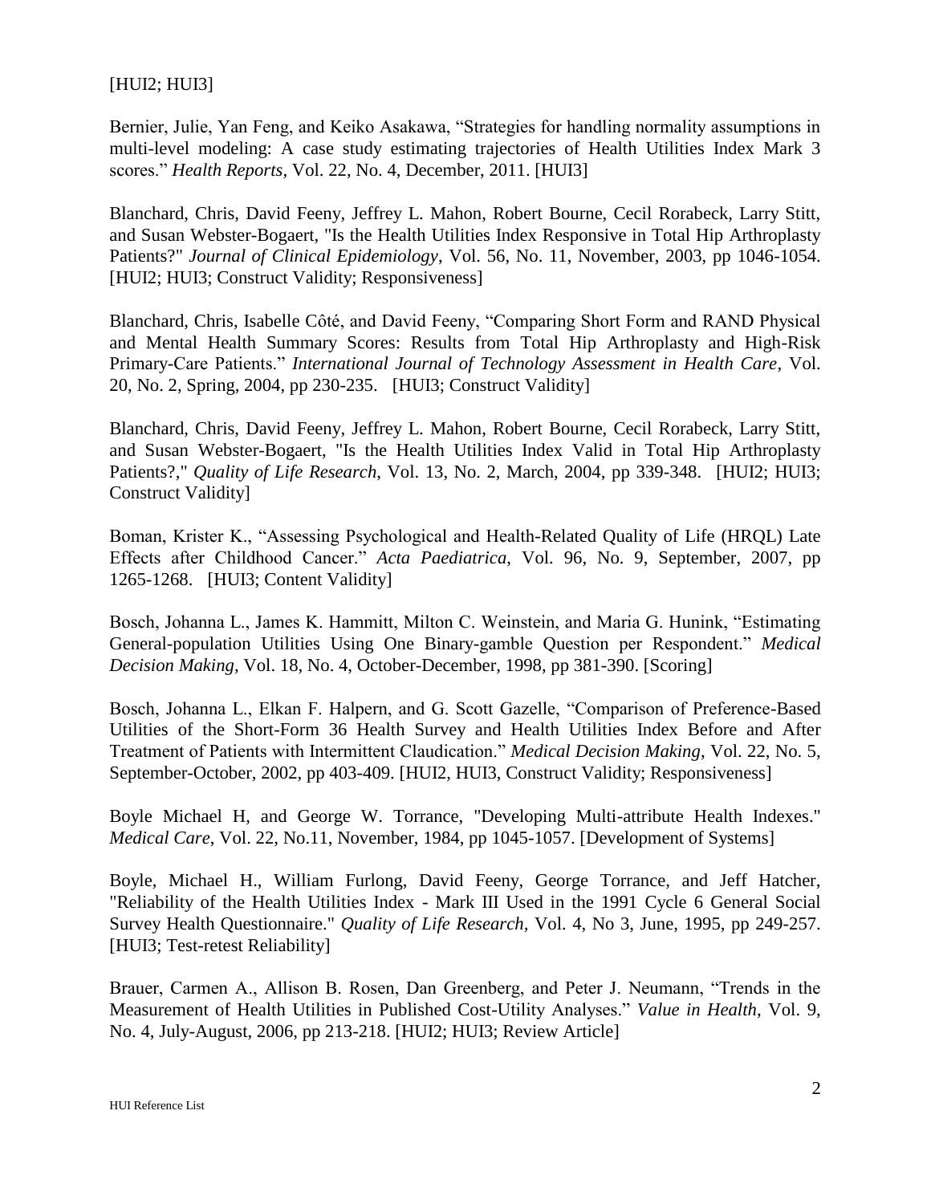[HUI2; HUI3]

Bernier, Julie, Yan Feng, and Keiko Asakawa, “Strategies for handling normality assumptions in multi-level modeling: A case study estimating trajectories of Health Utilities Index Mark 3 scores.” *Health Reports*, Vol. 22, No. 4, December, 2011. [HUI3]

Blanchard, Chris, David Feeny, Jeffrey L. Mahon, Robert Bourne, Cecil Rorabeck, Larry Stitt, and Susan Webster-Bogaert, "Is the Health Utilities Index Responsive in Total Hip Arthroplasty Patients?" *Journal of Clinical Epidemiology*, Vol. 56, No. 11, November, 2003, pp 1046-1054. [HUI2; HUI3; Construct Validity; Responsiveness]

Blanchard, Chris, Isabelle Côté, and David Feeny, “Comparing Short Form and RAND Physical and Mental Health Summary Scores: Results from Total Hip Arthroplasty and High-Risk Primary-Care Patients.” *International Journal of Technology Assessment in Health Care*, Vol. 20, No. 2, Spring, 2004, pp 230-235. [HUI3; Construct Validity]

Blanchard, Chris, David Feeny, Jeffrey L. Mahon, Robert Bourne, Cecil Rorabeck, Larry Stitt, and Susan Webster-Bogaert, "Is the Health Utilities Index Valid in Total Hip Arthroplasty Patients?," *Quality of Life Research*, Vol. 13, No. 2, March, 2004, pp 339-348. [HUI2; HUI3; Construct Validity]

Boman, Krister K., “Assessing Psychological and Health-Related Quality of Life (HRQL) Late Effects after Childhood Cancer.” *Acta Paediatrica*, Vol. 96, No. 9, September, 2007, pp 1265-1268. [HUI3; Content Validity]

Bosch, Johanna L., James K. Hammitt, Milton C. Weinstein, and Maria G. Hunink, “Estimating General-population Utilities Using One Binary-gamble Question per Respondent.” *Medical Decision Making*, Vol. 18, No. 4, October-December, 1998, pp 381-390. [Scoring]

Bosch, Johanna L., Elkan F. Halpern, and G. Scott Gazelle, “Comparison of Preference-Based Utilities of the Short-Form 36 Health Survey and Health Utilities Index Before and After Treatment of Patients with Intermittent Claudication.” *Medical Decision Making*, Vol. 22, No. 5, September-October, 2002, pp 403-409. [HUI2, HUI3, Construct Validity; Responsiveness]

Boyle Michael H, and George W. Torrance, "Developing Multi-attribute Health Indexes." *Medical Care*, Vol. 22, No.11, November, 1984, pp 1045-1057. [Development of Systems]

Boyle, Michael H., William Furlong, David Feeny, George Torrance, and Jeff Hatcher, "Reliability of the Health Utilities Index - Mark III Used in the 1991 Cycle 6 General Social Survey Health Questionnaire." *Quality of Life Research,* Vol. 4, No 3, June, 1995, pp 249-257. [HUI3; Test-retest Reliability]

Brauer, Carmen A., Allison B. Rosen, Dan Greenberg, and Peter J. Neumann, “Trends in the Measurement of Health Utilities in Published Cost-Utility Analyses.” *Value in Health*, Vol. 9, No. 4, July-August, 2006, pp 213-218. [HUI2; HUI3; Review Article]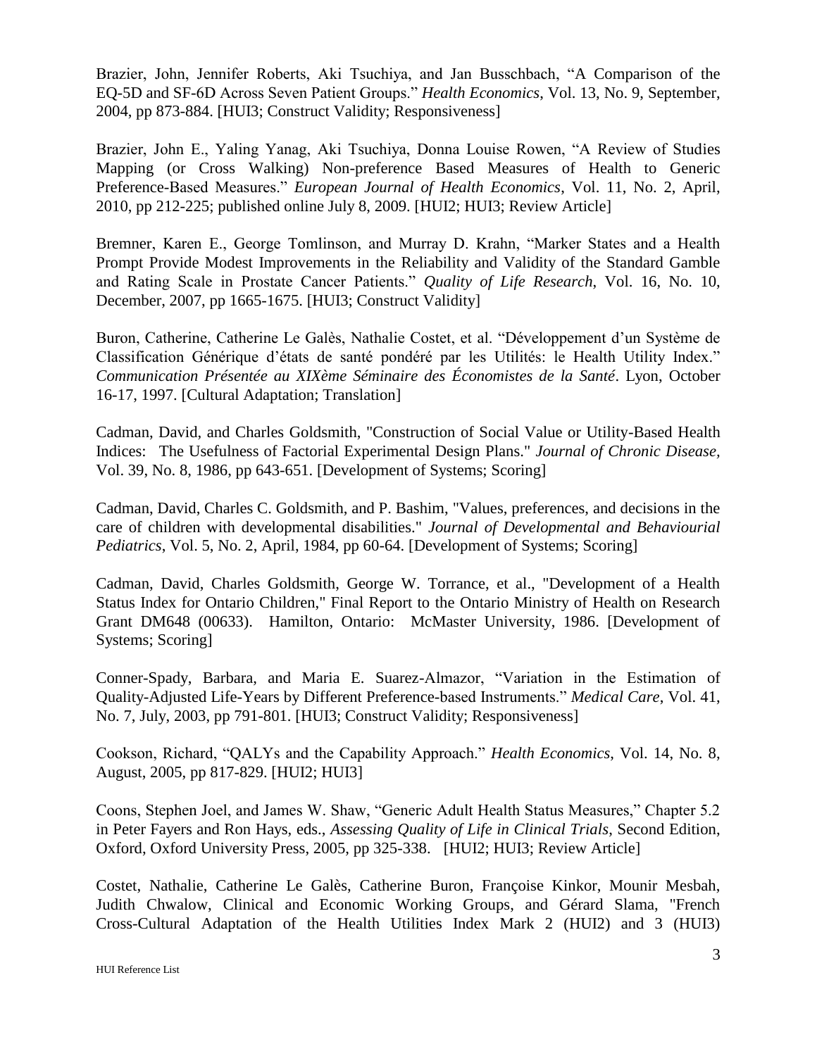Brazier, John, Jennifer Roberts, Aki Tsuchiya, and Jan Busschbach, "A Comparison of the EQ-5D and SF-6D Across Seven Patient Groups." *Health Economics*, Vol. 13, No. 9, September, 2004, pp 873-884. [HUI3; Construct Validity; Responsiveness]

Brazier, John E., Yaling Yanag, Aki Tsuchiya, Donna Louise Rowen, "A Review of Studies Mapping (or Cross Walking) Non-preference Based Measures of Health to Generic Preference-Based Measures." *European Journal of Health Economics*, Vol. 11, No. 2, April, 2010, pp 212-225; published online July 8, 2009. [HUI2; HUI3; Review Article]

Bremner, Karen E., George Tomlinson, and Murray D. Krahn, "Marker States and a Health Prompt Provide Modest Improvements in the Reliability and Validity of the Standard Gamble and Rating Scale in Prostate Cancer Patients." *Quality of Life Research*, Vol. 16, No. 10, December, 2007, pp 1665-1675. [HUI3; Construct Validity]

Buron, Catherine, Catherine Le Galès, Nathalie Costet, et al. "Développement d'un Système de Classification Générique d'états de santé pondéré par les Utilités: le Health Utility Index." *Communication Présentée au XIXème Séminaire des Économistes de la Santé*. Lyon, October 16-17, 1997. [Cultural Adaptation; Translation]

Cadman, David, and Charles Goldsmith, "Construction of Social Value or Utility-Based Health Indices: The Usefulness of Factorial Experimental Design Plans." *Journal of Chronic Disease,* Vol. 39, No. 8, 1986, pp 643-651. [Development of Systems; Scoring]

Cadman, David, Charles C. Goldsmith, and P. Bashim, "Values, preferences, and decisions in the care of children with developmental disabilities." *Journal of Developmental and Behaviourial Pediatrics*, Vol. 5, No. 2, April, 1984, pp 60-64. [Development of Systems; Scoring]

Cadman, David, Charles Goldsmith, George W. Torrance, et al., "Development of a Health Status Index for Ontario Children," Final Report to the Ontario Ministry of Health on Research Grant DM648 (00633). Hamilton, Ontario: McMaster University, 1986. [Development of Systems; Scoring]

Conner-Spady, Barbara, and Maria E. Suarez-Almazor, "Variation in the Estimation of Quality-Adjusted Life-Years by Different Preference-based Instruments." *Medical Care*, Vol. 41, No. 7, July, 2003, pp 791-801. [HUI3; Construct Validity; Responsiveness]

Cookson, Richard, "QALYs and the Capability Approach." *Health Economics*, Vol. 14, No. 8, August, 2005, pp 817-829. [HUI2; HUI3]

Coons, Stephen Joel, and James W. Shaw, "Generic Adult Health Status Measures," Chapter 5.2 in Peter Fayers and Ron Hays, eds., *Assessing Quality of Life in Clinical Trials*, Second Edition, Oxford, Oxford University Press, 2005, pp 325-338. [HUI2; HUI3; Review Article]

Costet, Nathalie, Catherine Le Galès, Catherine Buron, Françoise Kinkor, Mounir Mesbah, Judith Chwalow, Clinical and Economic Working Groups, and Gérard Slama, "French Cross-Cultural Adaptation of the Health Utilities Index Mark 2 (HUI2) and 3 (HUI3)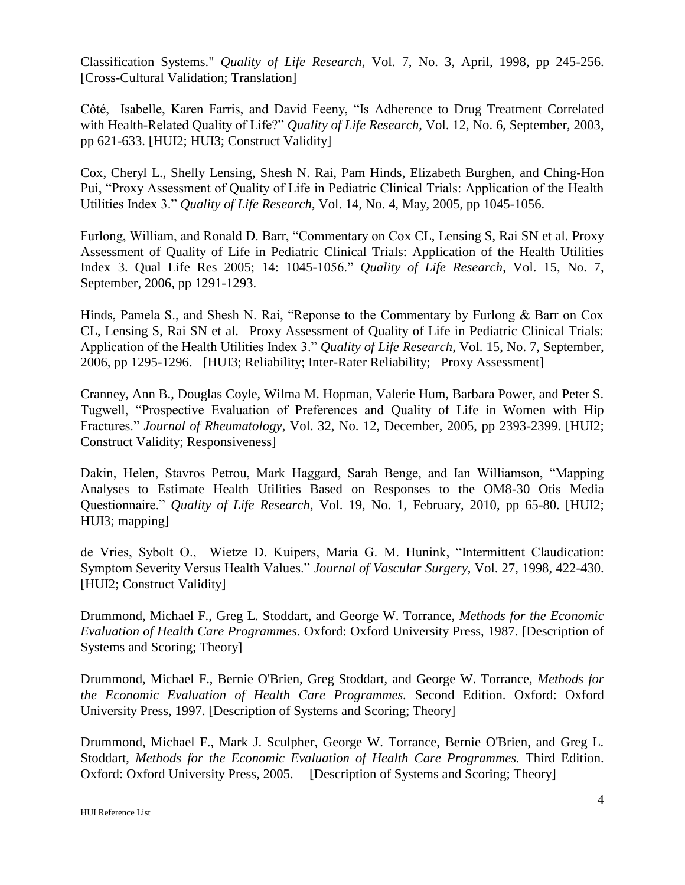Classification Systems." *Quality of Life Research*, Vol. 7, No. 3, April, 1998, pp 245-256. [Cross-Cultural Validation; Translation]

Côté, Isabelle, Karen Farris, and David Feeny, "Is Adherence to Drug Treatment Correlated with Health-Related Quality of Life?" *Quality of Life Research*, Vol. 12, No. 6, September, 2003, pp 621-633. [HUI2; HUI3; Construct Validity]

Cox, Cheryl L., Shelly Lensing, Shesh N. Rai, Pam Hinds, Elizabeth Burghen, and Ching-Hon Pui, "Proxy Assessment of Quality of Life in Pediatric Clinical Trials: Application of the Health Utilities Index 3." *Quality of Life Research*, Vol. 14, No. 4, May, 2005, pp 1045-1056.

Furlong, William, and Ronald D. Barr, "Commentary on Cox CL, Lensing S, Rai SN et al. Proxy Assessment of Quality of Life in Pediatric Clinical Trials: Application of the Health Utilities Index 3. Qual Life Res 2005; 14: 1045-1056." *Quality of Life Research*, Vol. 15, No. 7, September, 2006, pp 1291-1293.

Hinds, Pamela S., and Shesh N. Rai, "Reponse to the Commentary by Furlong & Barr on Cox CL, Lensing S, Rai SN et al. Proxy Assessment of Quality of Life in Pediatric Clinical Trials: Application of the Health Utilities Index 3." *Quality of Life Research*, Vol. 15, No. 7, September, 2006, pp 1295-1296. [HUI3; Reliability; Inter-Rater Reliability; Proxy Assessment]

Cranney, Ann B., Douglas Coyle, Wilma M. Hopman, Valerie Hum, Barbara Power, and Peter S. Tugwell, "Prospective Evaluation of Preferences and Quality of Life in Women with Hip Fractures." *Journal of Rheumatology*, Vol. 32, No. 12, December, 2005, pp 2393-2399. [HUI2; Construct Validity; Responsiveness]

Dakin, Helen, Stavros Petrou, Mark Haggard, Sarah Benge, and Ian Williamson, "Mapping Analyses to Estimate Health Utilities Based on Responses to the OM8-30 Otis Media Questionnaire." *Quality of Life Research*, Vol. 19, No. 1, February, 2010, pp 65-80. [HUI2; HUI3; mapping]

de Vries, Sybolt O., Wietze D. Kuipers, Maria G. M. Hunink, "Intermittent Claudication: Symptom Severity Versus Health Values." *Journal of Vascular Surgery*, Vol. 27, 1998, 422-430. [HUI2; Construct Validity]

Drummond, Michael F., Greg L. Stoddart, and George W. Torrance, *Methods for the Economic Evaluation of Health Care Programmes.* Oxford: Oxford University Press, 1987. [Description of Systems and Scoring; Theory]

Drummond, Michael F., Bernie O'Brien, Greg Stoddart, and George W. Torrance, *Methods for the Economic Evaluation of Health Care Programmes.* Second Edition. Oxford: Oxford University Press, 1997. [Description of Systems and Scoring; Theory]

Drummond, Michael F., Mark J. Sculpher, George W. Torrance, Bernie O'Brien, and Greg L. Stoddart, *Methods for the Economic Evaluation of Health Care Programmes.* Third Edition. Oxford: Oxford University Press, 2005. [Description of Systems and Scoring; Theory]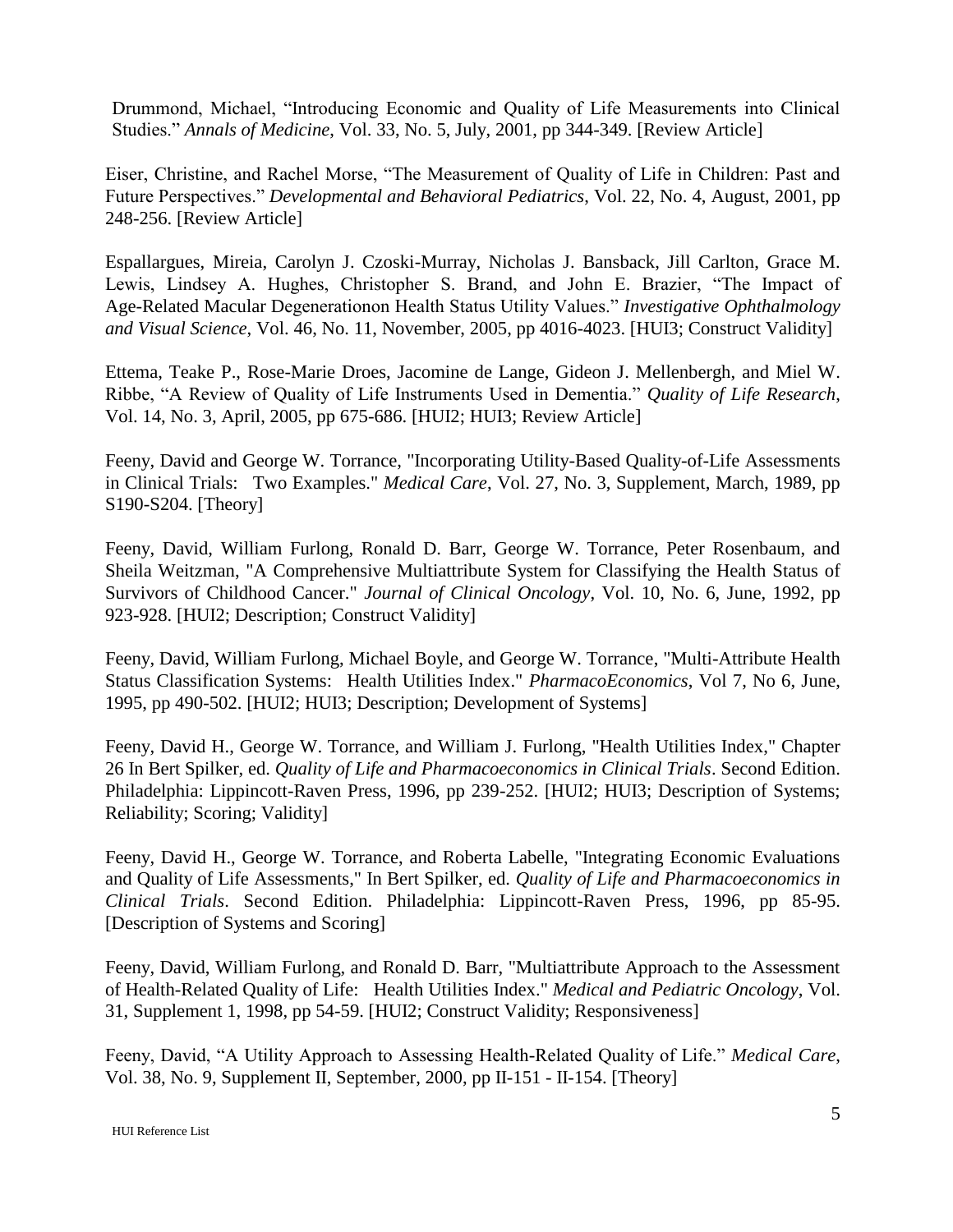Drummond, Michael, “Introducing Economic and Quality of Life Measurements into Clinical Studies.” *Annals of Medicine*, Vol. 33, No. 5, July, 2001, pp 344-349. [Review Article]

Eiser, Christine, and Rachel Morse, “The Measurement of Quality of Life in Children: Past and Future Perspectives.” *Developmental and Behavioral Pediatrics*, Vol. 22, No. 4, August, 2001, pp 248-256. [Review Article]

Espallargues, Mireia, Carolyn J. Czoski-Murray, Nicholas J. Bansback, Jill Carlton, Grace M. Lewis, Lindsey A. Hughes, Christopher S. Brand, and John E. Brazier, “The Impact of Age-Related Macular Degenerationon Health Status Utility Values.” *Investigative Ophthalmology and Visual Science*, Vol. 46, No. 11, November, 2005, pp 4016-4023. [HUI3; Construct Validity]

Ettema, Teake P., Rose-Marie Droes, Jacomine de Lange, Gideon J. Mellenbergh, and Miel W. Ribbe, “A Review of Quality of Life Instruments Used in Dementia.” *Quality of Life Research*, Vol. 14, No. 3, April, 2005, pp 675-686. [HUI2; HUI3; Review Article]

Feeny, David and George W. Torrance, "Incorporating Utility-Based Quality-of-Life Assessments in Clinical Trials: Two Examples." *Medical Care*, Vol. 27, No. 3, Supplement, March, 1989, pp S190-S204. [Theory]

Feeny, David, William Furlong, Ronald D. Barr, George W. Torrance, Peter Rosenbaum, and Sheila Weitzman, "A Comprehensive Multiattribute System for Classifying the Health Status of Survivors of Childhood Cancer." *Journal of Clinical Oncology*, Vol. 10, No. 6, June, 1992, pp 923-928. [HUI2; Description; Construct Validity]

Feeny, David, William Furlong, Michael Boyle, and George W. Torrance, "Multi-Attribute Health Status Classification Systems: Health Utilities Index." *PharmacoEconomics*, Vol 7, No 6, June, 1995, pp 490-502. [HUI2; HUI3; Description; Development of Systems]

Feeny, David H., George W. Torrance, and William J. Furlong, "Health Utilities Index," Chapter 26 In Bert Spilker, ed. *Quality of Life and Pharmacoeconomics in Clinical Trials*. Second Edition. Philadelphia: Lippincott-Raven Press, 1996, pp 239-252. [HUI2; HUI3; Description of Systems; Reliability; Scoring; Validity]

Feeny, David H., George W. Torrance, and Roberta Labelle, "Integrating Economic Evaluations and Quality of Life Assessments," In Bert Spilker, ed. *Quality of Life and Pharmacoeconomics in Clinical Trials*. Second Edition. Philadelphia: Lippincott-Raven Press, 1996, pp 85-95. [Description of Systems and Scoring]

Feeny, David, William Furlong, and Ronald D. Barr, "Multiattribute Approach to the Assessment of Health-Related Quality of Life: Health Utilities Index." *Medical and Pediatric Oncology*, Vol. 31, Supplement 1, 1998, pp 54-59. [HUI2; Construct Validity; Responsiveness]

Feeny, David, “A Utility Approach to Assessing Health-Related Quality of Life.” *Medical Care*, Vol. 38, No. 9, Supplement II, September, 2000, pp II-151 - II-154. [Theory]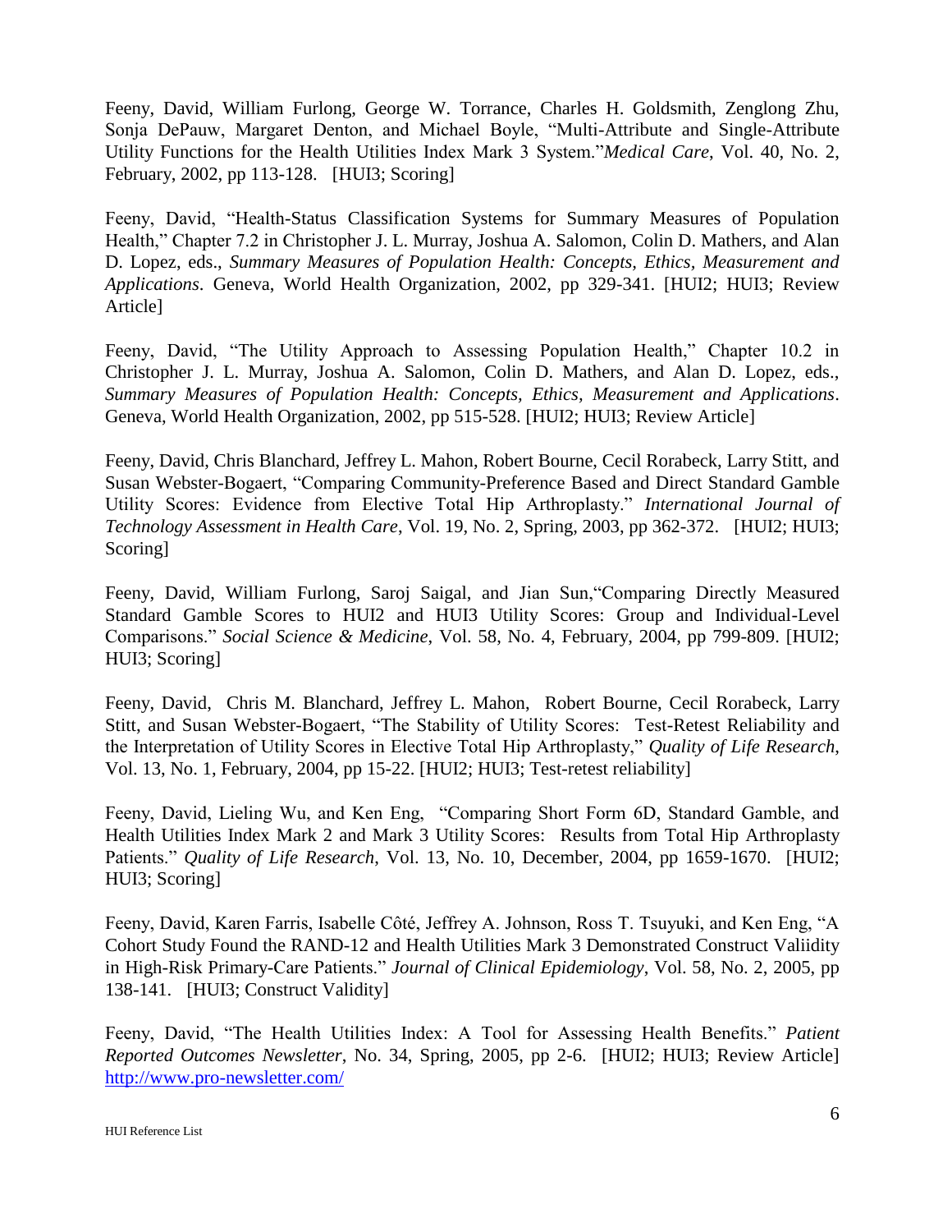Feeny, David, William Furlong, George W. Torrance, Charles H. Goldsmith, Zenglong Zhu, Sonja DePauw, Margaret Denton, and Michael Boyle, "Multi-Attribute and Single-Attribute Utility Functions for the Health Utilities Index Mark 3 System."*Medical Care*, Vol. 40, No. 2, February, 2002, pp 113-128. [HUI3; Scoring]

Feeny, David, "Health-Status Classification Systems for Summary Measures of Population Health," Chapter 7.2 in Christopher J. L. Murray, Joshua A. Salomon, Colin D. Mathers, and Alan D. Lopez, eds., *Summary Measures of Population Health: Concepts, Ethics, Measurement and Applications*. Geneva, World Health Organization, 2002, pp 329-341. [HUI2; HUI3; Review Article]

Feeny, David, "The Utility Approach to Assessing Population Health," Chapter 10.2 in Christopher J. L. Murray, Joshua A. Salomon, Colin D. Mathers, and Alan D. Lopez, eds., *Summary Measures of Population Health: Concepts, Ethics, Measurement and Applications*. Geneva, World Health Organization, 2002, pp 515-528. [HUI2; HUI3; Review Article]

Feeny, David, Chris Blanchard, Jeffrey L. Mahon, Robert Bourne, Cecil Rorabeck, Larry Stitt, and Susan Webster-Bogaert, "Comparing Community-Preference Based and Direct Standard Gamble Utility Scores: Evidence from Elective Total Hip Arthroplasty." *International Journal of Technology Assessment in Health Care*, Vol. 19, No. 2, Spring, 2003, pp 362-372. [HUI2; HUI3; Scoring]

Feeny, David, William Furlong, Saroj Saigal, and Jian Sun,"Comparing Directly Measured Standard Gamble Scores to HUI2 and HUI3 Utility Scores: Group and Individual-Level Comparisons." *Social Science & Medicine*, Vol. 58, No. 4, February, 2004, pp 799-809. [HUI2; HUI3; Scoring]

Feeny, David, Chris M. Blanchard, Jeffrey L. Mahon, Robert Bourne, Cecil Rorabeck, Larry Stitt, and Susan Webster-Bogaert, "The Stability of Utility Scores: Test-Retest Reliability and the Interpretation of Utility Scores in Elective Total Hip Arthroplasty," *Quality of Life Research*, Vol. 13, No. 1, February, 2004, pp 15-22. [HUI2; HUI3; Test-retest reliability]

Feeny, David, Lieling Wu, and Ken Eng, "Comparing Short Form 6D, Standard Gamble, and Health Utilities Index Mark 2 and Mark 3 Utility Scores: Results from Total Hip Arthroplasty Patients." *Quality of Life Research*, Vol. 13, No. 10, December, 2004, pp 1659-1670. [HUI2; HUI3; Scoring]

Feeny, David, Karen Farris, Isabelle Côté, Jeffrey A. Johnson, Ross T. Tsuyuki, and Ken Eng, "A Cohort Study Found the RAND-12 and Health Utilities Mark 3 Demonstrated Construct Valiidity in High-Risk Primary-Care Patients." *Journal of Clinical Epidemiology*, Vol. 58, No. 2, 2005, pp 138-141. [HUI3; Construct Validity]

Feeny, David, "The Health Utilities Index: A Tool for Assessing Health Benefits." *Patient Reported Outcomes Newsletter*, No. 34, Spring, 2005, pp 2-6. [HUI2; HUI3; Review Article] http://www.pro-newsletter.com/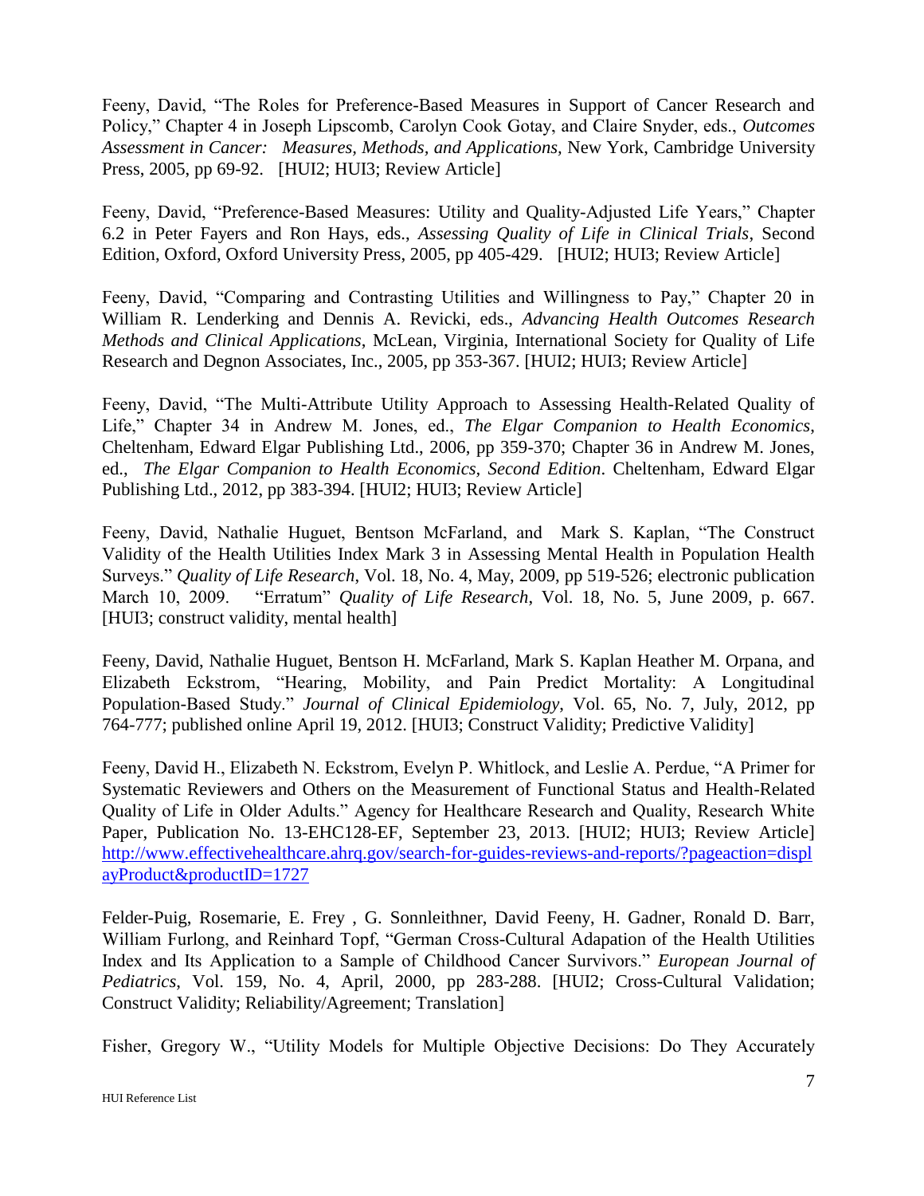Feeny, David, "The Roles for Preference-Based Measures in Support of Cancer Research and Policy," Chapter 4 in Joseph Lipscomb, Carolyn Cook Gotay, and Claire Snyder, eds., *Outcomes Assessment in Cancer: Measures, Methods, and Applications*, New York, Cambridge University Press, 2005, pp 69-92. [HUI2; HUI3; Review Article]

Feeny, David, "Preference-Based Measures: Utility and Quality-Adjusted Life Years," Chapter 6.2 in Peter Fayers and Ron Hays, eds., *Assessing Quality of Life in Clinical Trials*, Second Edition, Oxford, Oxford University Press, 2005, pp 405-429. [HUI2; HUI3; Review Article]

Feeny, David, "Comparing and Contrasting Utilities and Willingness to Pay," Chapter 20 in William R. Lenderking and Dennis A. Revicki, eds., *Advancing Health Outcomes Research Methods and Clinical Applications*, McLean, Virginia, International Society for Quality of Life Research and Degnon Associates, Inc., 2005, pp 353-367. [HUI2; HUI3; Review Article]

Feeny, David, "The Multi-Attribute Utility Approach to Assessing Health-Related Quality of Life," Chapter 34 in Andrew M. Jones, ed., *The Elgar Companion to Health Economics*, Cheltenham, Edward Elgar Publishing Ltd., 2006, pp 359-370; Chapter 36 in Andrew M. Jones, ed., *The Elgar Companion to Health Economics, Second Edition*. Cheltenham, Edward Elgar Publishing Ltd., 2012, pp 383-394. [HUI2; HUI3; Review Article]

Feeny, David, Nathalie Huguet, Bentson McFarland, and Mark S. Kaplan, "The Construct Validity of the Health Utilities Index Mark 3 in Assessing Mental Health in Population Health Surveys." *Quality of Life Research*, Vol. 18, No. 4, May, 2009, pp 519-526; electronic publication March 10, 2009. "Erratum" *Quality of Life Research*, Vol. 18, No. 5, June 2009, p. 667. [HUI3; construct validity, mental health]

Feeny, David, Nathalie Huguet, Bentson H. McFarland, Mark S. Kaplan Heather M. Orpana, and Elizabeth Eckstrom, "Hearing, Mobility, and Pain Predict Mortality: A Longitudinal Population-Based Study." *Journal of Clinical Epidemiology*, Vol. 65, No. 7, July, 2012, pp 764-777; published online April 19, 2012. [HUI3; Construct Validity; Predictive Validity]

Feeny, David H., Elizabeth N. Eckstrom, Evelyn P. Whitlock, and Leslie A. Perdue, "A Primer for Systematic Reviewers and Others on the Measurement of Functional Status and Health-Related Quality of Life in Older Adults." Agency for Healthcare Research and Quality, Research White Paper, Publication No. 13-EHC128-EF, September 23, 2013. [HUI2; HUI3; Review Article] http://www.effectivehealthcare.ahrq.gov/search-for-guides-reviews-and-reports/?pageaction=displayProduct&productID=1727

Felder-Puig, Rosemarie, E. Frey , G. Sonnleithner, David Feeny, H. Gadner, Ronald D. Barr, William Furlong, and Reinhard Topf, "German Cross-Cultural Adapation of the Health Utilities Index and Its Application to a Sample of Childhood Cancer Survivors." *European Journal of Pediatrics*, Vol. 159, No. 4, April, 2000, pp 283-288. [HUI2; Cross-Cultural Validation; Construct Validity; Reliability/Agreement; Translation]

Fisher, Gregory W., "Utility Models for Multiple Objective Decisions: Do They Accurately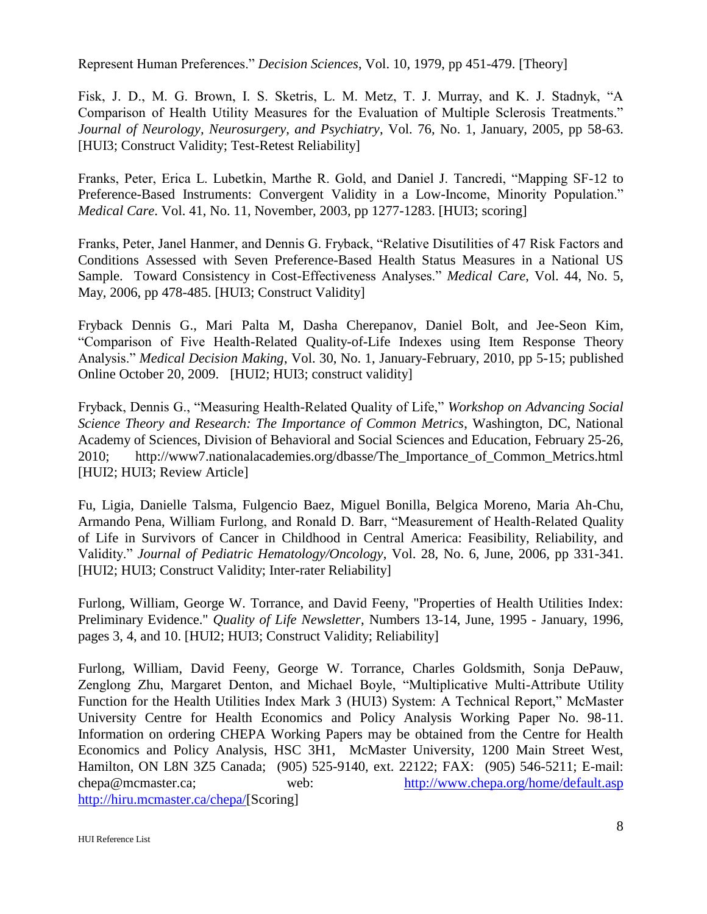Represent Human Preferences." *Decision Sciences*, Vol. 10, 1979, pp 451-479. [Theory]

Fisk, J. D., M. G. Brown, I. S. Sketris, L. M. Metz, T. J. Murray, and K. J. Stadnyk, "A Comparison of Health Utility Measures for the Evaluation of Multiple Sclerosis Treatments." *Journal of Neurology, Neurosurgery, and Psychiatry*, Vol. 76, No. 1, January, 2005, pp 58-63. [HUI3; Construct Validity; Test-Retest Reliability]

Franks, Peter, Erica L. Lubetkin, Marthe R. Gold, and Daniel J. Tancredi, "Mapping SF-12 to Preference-Based Instruments: Convergent Validity in a Low-Income, Minority Population." *Medical Care*. Vol. 41, No. 11, November, 2003, pp 1277-1283. [HUI3; scoring]

Franks, Peter, Janel Hanmer, and Dennis G. Fryback, "Relative Disutilities of 47 Risk Factors and Conditions Assessed with Seven Preference-Based Health Status Measures in a National US Sample. Toward Consistency in Cost-Effectiveness Analyses." *Medical Care*, Vol. 44, No. 5, May, 2006, pp 478-485. [HUI3; Construct Validity]

Fryback Dennis G., Mari Palta M, Dasha Cherepanov, Daniel Bolt, and Jee-Seon Kim, "Comparison of Five Health-Related Quality-of-Life Indexes using Item Response Theory Analysis." *Medical Decision Making*, Vol. 30, No. 1, January-February, 2010, pp 5-15; published Online October 20, 2009. [HUI2; HUI3; construct validity]

Fryback, Dennis G., "Measuring Health-Related Quality of Life," *Workshop on Advancing Social Science Theory and Research: The Importance of Common Metrics*, Washington, DC, National Academy of Sciences, Division of Behavioral and Social Sciences and Education, February 25-26, 2010; http://www7.nationalacademies.org/dbasse/The_Importance_of_Common_Metrics.html [HUI2; HUI3; Review Article]

Fu, Ligia, Danielle Talsma, Fulgencio Baez, Miguel Bonilla, Belgica Moreno, Maria Ah-Chu, Armando Pena, William Furlong, and Ronald D. Barr, "Measurement of Health-Related Quality of Life in Survivors of Cancer in Childhood in Central America: Feasibility, Reliability, and Validity." *Journal of Pediatric Hematology/Oncology*, Vol. 28, No. 6, June, 2006, pp 331-341. [HUI2; HUI3; Construct Validity; Inter-rater Reliability]

Furlong, William, George W. Torrance, and David Feeny, "Properties of Health Utilities Index: Preliminary Evidence." *Quality of Life Newsletter*, Numbers 13-14, June, 1995 - January, 1996, pages 3, 4, and 10. [HUI2; HUI3; Construct Validity; Reliability]

Furlong, William, David Feeny, George W. Torrance, Charles Goldsmith, Sonja DePauw, Zenglong Zhu, Margaret Denton, and Michael Boyle, "Multiplicative Multi-Attribute Utility Function for the Health Utilities Index Mark 3 (HUI3) System: A Technical Report," McMaster University Centre for Health Economics and Policy Analysis Working Paper No. 98-11. Information on ordering CHEPA Working Papers may be obtained from the Centre for Health Economics and Policy Analysis, HSC 3H1, McMaster University, 1200 Main Street West, Hamilton, ON L8N 3Z5 Canada; (905) 525-9140, ext. 22122; FAX: (905) 546-5211; E-mail: chepa@mcmaster.ca; web: http://www.chepa.org/home/default.asp http://hiru.mcmaster.ca/chepa/[Scoring]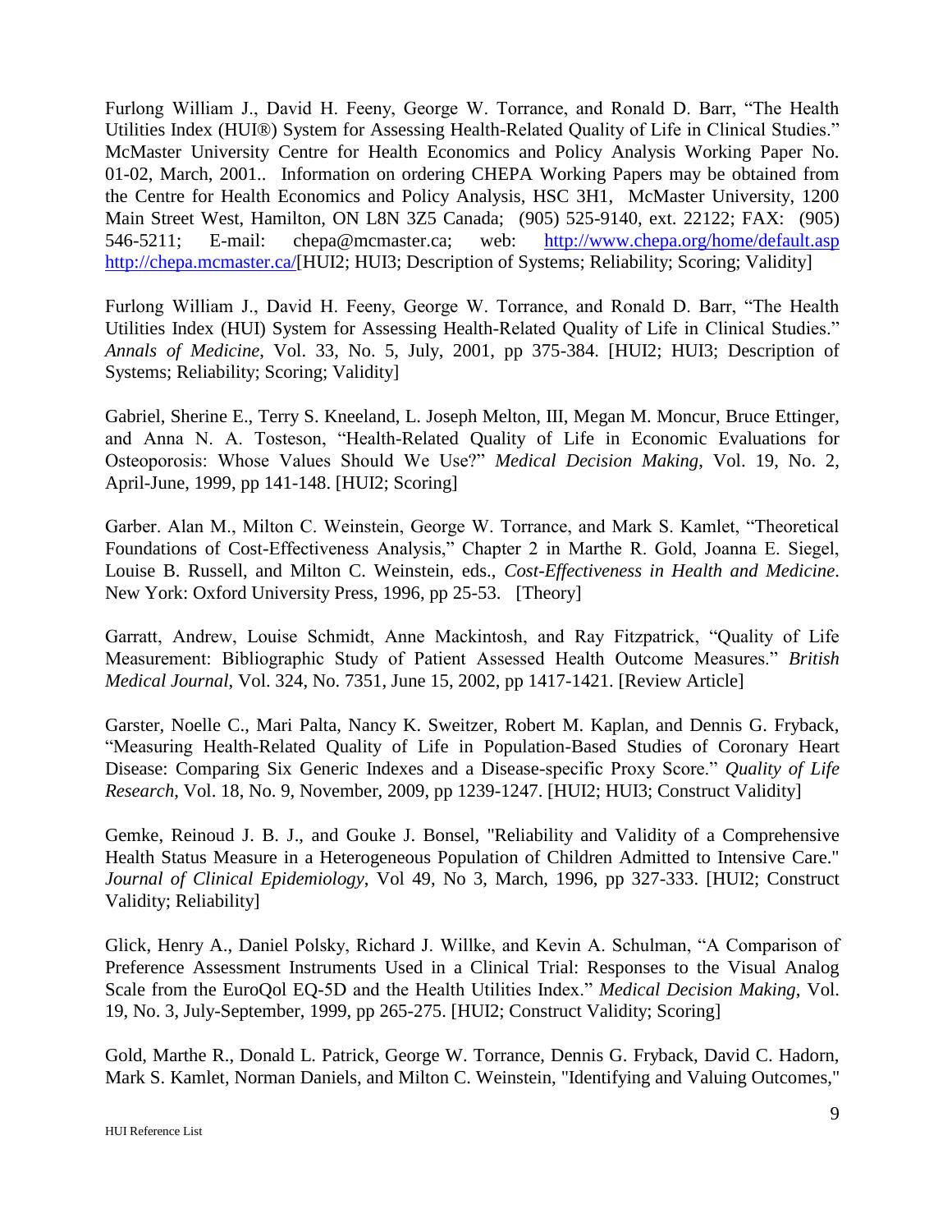Furlong William J., David H. Feeny, George W. Torrance, and Ronald D. Barr, "The Health Utilities Index (HUI®) System for Assessing Health-Related Quality of Life in Clinical Studies." McMaster University Centre for Health Economics and Policy Analysis Working Paper No. 01-02, March, 2001.. Information on ordering CHEPA Working Papers may be obtained from the Centre for Health Economics and Policy Analysis, HSC 3H1, McMaster University, 1200 Main Street West, Hamilton, ON L8N 3Z5 Canada; (905) 525-9140, ext. 22122; FAX: (905) 546-5211; E-mail: chepa@mcmaster.ca; web: http://www.chepa.org/home/default.asp http://chepa.mcmaster.ca/[HUI2; HUI3; Description of Systems; Reliability; Scoring; Validity]

Furlong William J., David H. Feeny, George W. Torrance, and Ronald D. Barr, "The Health Utilities Index (HUI) System for Assessing Health-Related Quality of Life in Clinical Studies." *Annals of Medicine*, Vol. 33, No. 5, July, 2001, pp 375-384. [HUI2; HUI3; Description of Systems; Reliability; Scoring; Validity]

Gabriel, Sherine E., Terry S. Kneeland, L. Joseph Melton, III, Megan M. Moncur, Bruce Ettinger, and Anna N. A. Tosteson, "Health-Related Quality of Life in Economic Evaluations for Osteoporosis: Whose Values Should We Use?" *Medical Decision Making*, Vol. 19, No. 2, April-June, 1999, pp 141-148. [HUI2; Scoring]

Garber. Alan M., Milton C. Weinstein, George W. Torrance, and Mark S. Kamlet, "Theoretical Foundations of Cost-Effectiveness Analysis," Chapter 2 in Marthe R. Gold, Joanna E. Siegel, Louise B. Russell, and Milton C. Weinstein, eds., *Cost-Effectiveness in Health and Medicine*. New York: Oxford University Press, 1996, pp 25-53. [Theory]

Garratt, Andrew, Louise Schmidt, Anne Mackintosh, and Ray Fitzpatrick, "Quality of Life Measurement: Bibliographic Study of Patient Assessed Health Outcome Measures." *British Medical Journal*, Vol. 324, No. 7351, June 15, 2002, pp 1417-1421. [Review Article]

Garster, Noelle C., Mari Palta, Nancy K. Sweitzer, Robert M. Kaplan, and Dennis G. Fryback, "Measuring Health-Related Quality of Life in Population-Based Studies of Coronary Heart Disease: Comparing Six Generic Indexes and a Disease-specific Proxy Score." *Quality of Life Research*, Vol. 18, No. 9, November, 2009, pp 1239-1247. [HUI2; HUI3; Construct Validity]

Gemke, Reinoud J. B. J., and Gouke J. Bonsel, "Reliability and Validity of a Comprehensive Health Status Measure in a Heterogeneous Population of Children Admitted to Intensive Care." *Journal of Clinical Epidemiology*, Vol 49, No 3, March, 1996, pp 327-333. [HUI2; Construct Validity; Reliability]

Glick, Henry A., Daniel Polsky, Richard J. Willke, and Kevin A. Schulman, "A Comparison of Preference Assessment Instruments Used in a Clinical Trial: Responses to the Visual Analog Scale from the EuroQol EQ-5D and the Health Utilities Index." *Medical Decision Making*, Vol. 19, No. 3, July-September, 1999, pp 265-275. [HUI2; Construct Validity; Scoring]

Gold, Marthe R., Donald L. Patrick, George W. Torrance, Dennis G. Fryback, David C. Hadorn, Mark S. Kamlet, Norman Daniels, and Milton C. Weinstein, "Identifying and Valuing Outcomes,"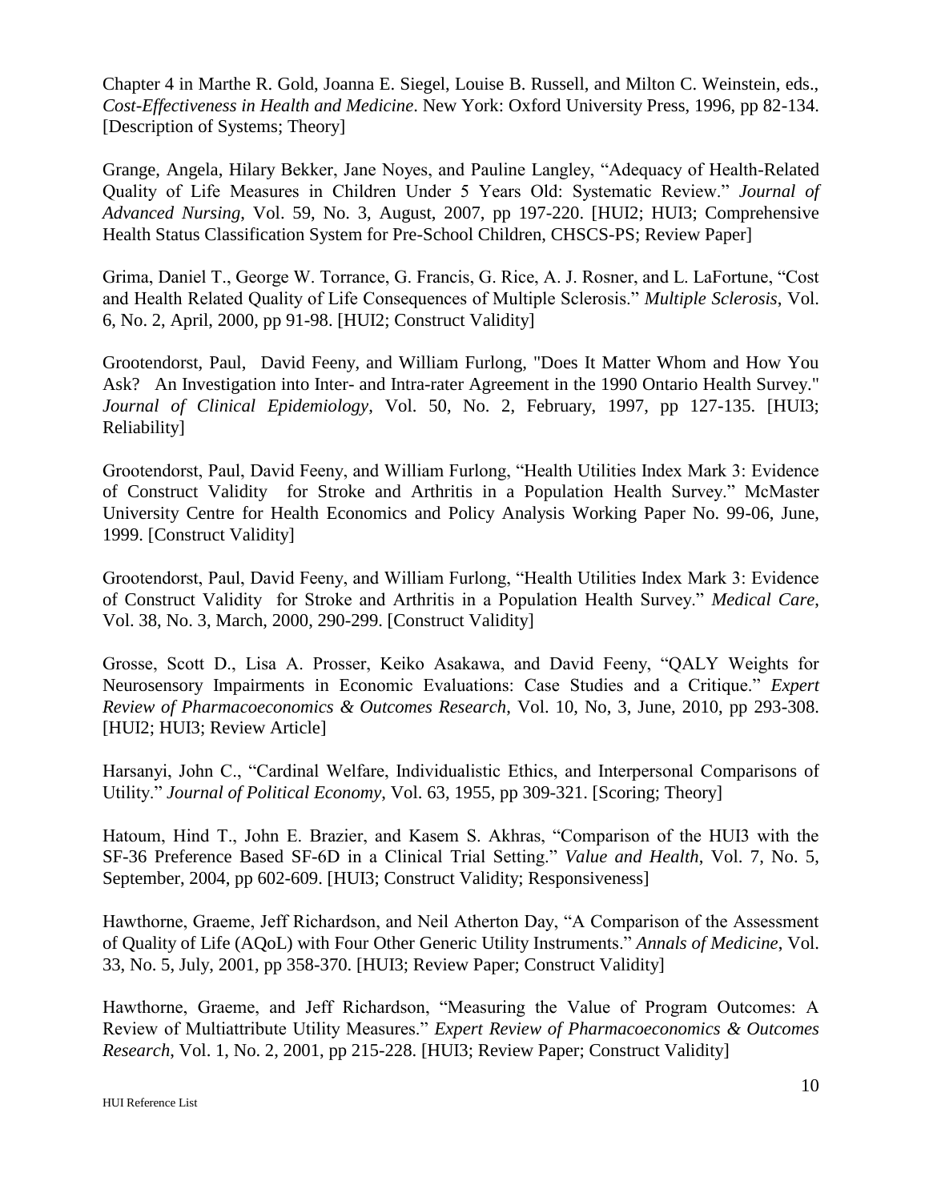Chapter 4 in Marthe R. Gold, Joanna E. Siegel, Louise B. Russell, and Milton C. Weinstein, eds., *Cost-Effectiveness in Health and Medicine*. New York: Oxford University Press, 1996, pp 82-134. [Description of Systems; Theory]

Grange, Angela, Hilary Bekker, Jane Noyes, and Pauline Langley, "Adequacy of Health-Related Quality of Life Measures in Children Under 5 Years Old: Systematic Review." *Journal of Advanced Nursing*, Vol. 59, No. 3, August, 2007, pp 197-220. [HUI2; HUI3; Comprehensive Health Status Classification System for Pre-School Children, CHSCS-PS; Review Paper]

Grima, Daniel T., George W. Torrance, G. Francis, G. Rice, A. J. Rosner, and L. LaFortune, "Cost and Health Related Quality of Life Consequences of Multiple Sclerosis." *Multiple Sclerosis*, Vol. 6, No. 2, April, 2000, pp 91-98. [HUI2; Construct Validity]

Grootendorst, Paul, David Feeny, and William Furlong, "Does It Matter Whom and How You Ask? An Investigation into Inter- and Intra-rater Agreement in the 1990 Ontario Health Survey." *Journal of Clinical Epidemiology*, Vol. 50, No. 2, February, 1997, pp 127-135. [HUI3; Reliability]

Grootendorst, Paul, David Feeny, and William Furlong, "Health Utilities Index Mark 3: Evidence of Construct Validity for Stroke and Arthritis in a Population Health Survey." McMaster University Centre for Health Economics and Policy Analysis Working Paper No. 99-06, June, 1999. [Construct Validity]

Grootendorst, Paul, David Feeny, and William Furlong, "Health Utilities Index Mark 3: Evidence of Construct Validity for Stroke and Arthritis in a Population Health Survey." *Medical Care*, Vol. 38, No. 3, March, 2000, 290-299. [Construct Validity]

Grosse, Scott D., Lisa A. Prosser, Keiko Asakawa, and David Feeny, "QALY Weights for Neurosensory Impairments in Economic Evaluations: Case Studies and a Critique." *Expert Review of Pharmacoeconomics & Outcomes Research*, Vol. 10, No, 3, June, 2010, pp 293-308. [HUI2; HUI3; Review Article]

Harsanyi, John C., "Cardinal Welfare, Individualistic Ethics, and Interpersonal Comparisons of Utility." *Journal of Political Economy*, Vol. 63, 1955, pp 309-321. [Scoring; Theory]

Hatoum, Hind T., John E. Brazier, and Kasem S. Akhras, "Comparison of the HUI3 with the SF-36 Preference Based SF-6D in a Clinical Trial Setting." *Value and Health*, Vol. 7, No. 5, September, 2004, pp 602-609. [HUI3; Construct Validity; Responsiveness]

Hawthorne, Graeme, Jeff Richardson, and Neil Atherton Day, "A Comparison of the Assessment of Quality of Life (AQoL) with Four Other Generic Utility Instruments." *Annals of Medicine*, Vol. 33, No. 5, July, 2001, pp 358-370. [HUI3; Review Paper; Construct Validity]

Hawthorne, Graeme, and Jeff Richardson, "Measuring the Value of Program Outcomes: A Review of Multiattribute Utility Measures." *Expert Review of Pharmacoeconomics & Outcomes Research*, Vol. 1, No. 2, 2001, pp 215-228. [HUI3; Review Paper; Construct Validity]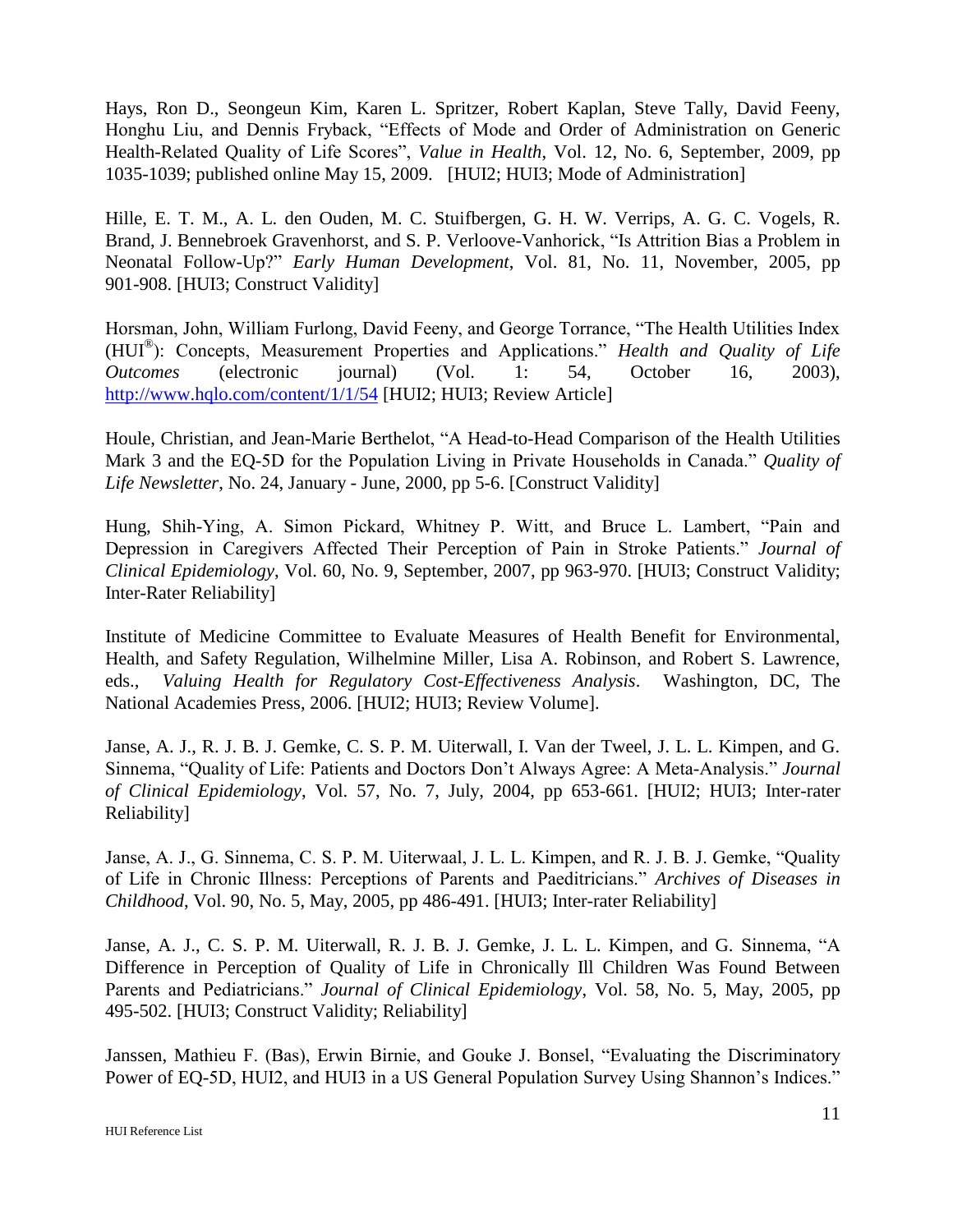Hays, Ron D., Seongeun Kim, Karen L. Spritzer, Robert Kaplan, Steve Tally, David Feeny, Honghu Liu, and Dennis Fryback, "Effects of Mode and Order of Administration on Generic Health-Related Quality of Life Scores", *Value in Health*, Vol. 12, No. 6, September, 2009, pp 1035-1039; published online May 15, 2009. [HUI2; HUI3; Mode of Administration]

Hille, E. T. M., A. L. den Ouden, M. C. Stuifbergen, G. H. W. Verrips, A. G. C. Vogels, R. Brand, J. Bennebroek Gravenhorst, and S. P. Verloove-Vanhorick, "Is Attrition Bias a Problem in Neonatal Follow-Up?" *Early Human Development*, Vol. 81, No. 11, November, 2005, pp 901-908. [HUI3; Construct Validity]

Horsman, John, William Furlong, David Feeny, and George Torrance, "The Health Utilities Index (HUI®): Concepts, Measurement Properties and Applications." *Health and Quality of Life Outcomes* (electronic journal) (Vol. 1: 54, October 16, 2003), http://www.hqlo.com/content/1/1/54 [HUI2; HUI3; Review Article]

Houle, Christian, and Jean-Marie Berthelot, "A Head-to-Head Comparison of the Health Utilities Mark 3 and the EQ-5D for the Population Living in Private Households in Canada." *Quality of Life Newsletter*, No. 24, January - June, 2000, pp 5-6. [Construct Validity]

Hung, Shih-Ying, A. Simon Pickard, Whitney P. Witt, and Bruce L. Lambert, "Pain and Depression in Caregivers Affected Their Perception of Pain in Stroke Patients." *Journal of Clinical Epidemiology*, Vol. 60, No. 9, September, 2007, pp 963-970. [HUI3; Construct Validity; Inter-Rater Reliability]

Institute of Medicine Committee to Evaluate Measures of Health Benefit for Environmental, Health, and Safety Regulation, Wilhelmine Miller, Lisa A. Robinson, and Robert S. Lawrence, eds., *Valuing Health for Regulatory Cost-Effectiveness Analysis*. Washington, DC, The National Academies Press, 2006. [HUI2; HUI3; Review Volume].

Janse, A. J., R. J. B. J. Gemke, C. S. P. M. Uiterwall, I. Van der Tweel, J. L. L. Kimpen, and G. Sinnema, "Quality of Life: Patients and Doctors Don't Always Agree: A Meta-Analysis." *Journal of Clinical Epidemiology*, Vol. 57, No. 7, July, 2004, pp 653-661. [HUI2; HUI3; Inter-rater Reliability]

Janse, A. J., G. Sinnema, C. S. P. M. Uiterwaal, J. L. L. Kimpen, and R. J. B. J. Gemke, "Quality of Life in Chronic Illness: Perceptions of Parents and Paeditricians." *Archives of Diseases in Childhood*, Vol. 90, No. 5, May, 2005, pp 486-491. [HUI3; Inter-rater Reliability]

Janse, A. J., C. S. P. M. Uiterwall, R. J. B. J. Gemke, J. L. L. Kimpen, and G. Sinnema, "A Difference in Perception of Quality of Life in Chronically Ill Children Was Found Between Parents and Pediatricians." *Journal of Clinical Epidemiology*, Vol. 58, No. 5, May, 2005, pp 495-502. [HUI3; Construct Validity; Reliability]

Janssen, Mathieu F. (Bas), Erwin Birnie, and Gouke J. Bonsel, "Evaluating the Discriminatory Power of EQ-5D, HUI2, and HUI3 in a US General Population Survey Using Shannon's Indices."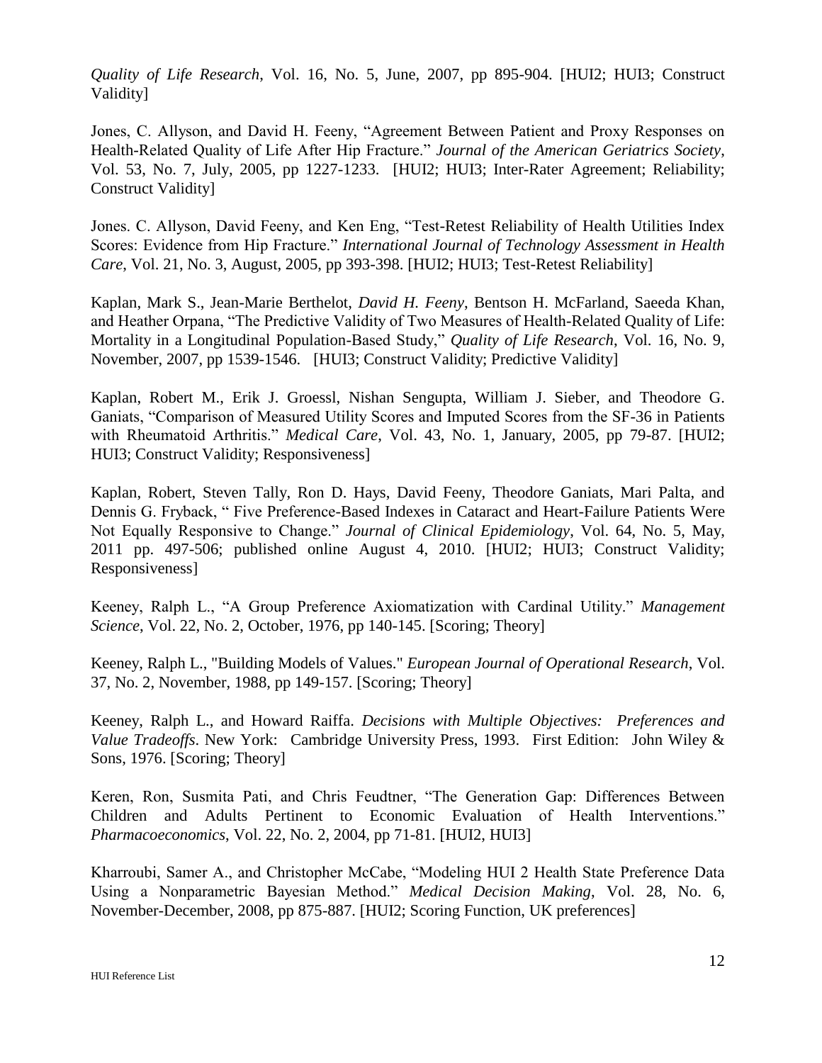*Quality of Life Research*, Vol. 16, No. 5, June, 2007, pp 895-904. [HUI2; HUI3; Construct Validity]

Jones, C. Allyson, and David H. Feeny, "Agreement Between Patient and Proxy Responses on Health-Related Quality of Life After Hip Fracture." *Journal of the American Geriatrics Society*, Vol. 53, No. 7, July, 2005, pp 1227-1233. [HUI2; HUI3; Inter-Rater Agreement; Reliability; Construct Validity]

Jones. C. Allyson, David Feeny, and Ken Eng, "Test-Retest Reliability of Health Utilities Index Scores: Evidence from Hip Fracture." *International Journal of Technology Assessment in Health Care*, Vol. 21, No. 3, August, 2005, pp 393-398. [HUI2; HUI3; Test-Retest Reliability]

Kaplan, Mark S., Jean-Marie Berthelot, *David H. Feeny*, Bentson H. McFarland, Saeeda Khan, and Heather Orpana, "The Predictive Validity of Two Measures of Health-Related Quality of Life: Mortality in a Longitudinal Population-Based Study," *Quality of Life Research*, Vol. 16, No. 9, November, 2007, pp 1539-1546. [HUI3; Construct Validity; Predictive Validity]

Kaplan, Robert M., Erik J. Groessl, Nishan Sengupta, William J. Sieber, and Theodore G. Ganiats, "Comparison of Measured Utility Scores and Imputed Scores from the SF-36 in Patients with Rheumatoid Arthritis." *Medical Care*, Vol. 43, No. 1, January, 2005, pp 79-87. [HUI2; HUI3; Construct Validity; Responsiveness]

Kaplan, Robert, Steven Tally, Ron D. Hays, David Feeny, Theodore Ganiats, Mari Palta, and Dennis G. Fryback, " Five Preference-Based Indexes in Cataract and Heart-Failure Patients Were Not Equally Responsive to Change." *Journal of Clinical Epidemiology*, Vol. 64, No. 5, May, 2011 pp. 497-506; published online August 4, 2010. [HUI2; HUI3; Construct Validity; Responsiveness]

Keeney, Ralph L., "A Group Preference Axiomatization with Cardinal Utility." *Management Science*, Vol. 22, No. 2, October, 1976, pp 140-145. [Scoring; Theory]

Keeney, Ralph L., "Building Models of Values." *European Journal of Operational Research*, Vol. 37, No. 2, November, 1988, pp 149-157. [Scoring; Theory]

Keeney, Ralph L., and Howard Raiffa. *Decisions with Multiple Objectives: Preferences and Value Tradeoffs*. New York: Cambridge University Press, 1993. First Edition: John Wiley & Sons, 1976. [Scoring; Theory]

Keren, Ron, Susmita Pati, and Chris Feudtner, "The Generation Gap: Differences Between Children and Adults Pertinent to Economic Evaluation of Health Interventions." *Pharmacoeconomics*, Vol. 22, No. 2, 2004, pp 71-81. [HUI2, HUI3]

Kharroubi, Samer A., and Christopher McCabe, "Modeling HUI 2 Health State Preference Data Using a Nonparametric Bayesian Method." *Medical Decision Making*, Vol. 28, No. 6, November-December, 2008, pp 875-887. [HUI2; Scoring Function, UK preferences]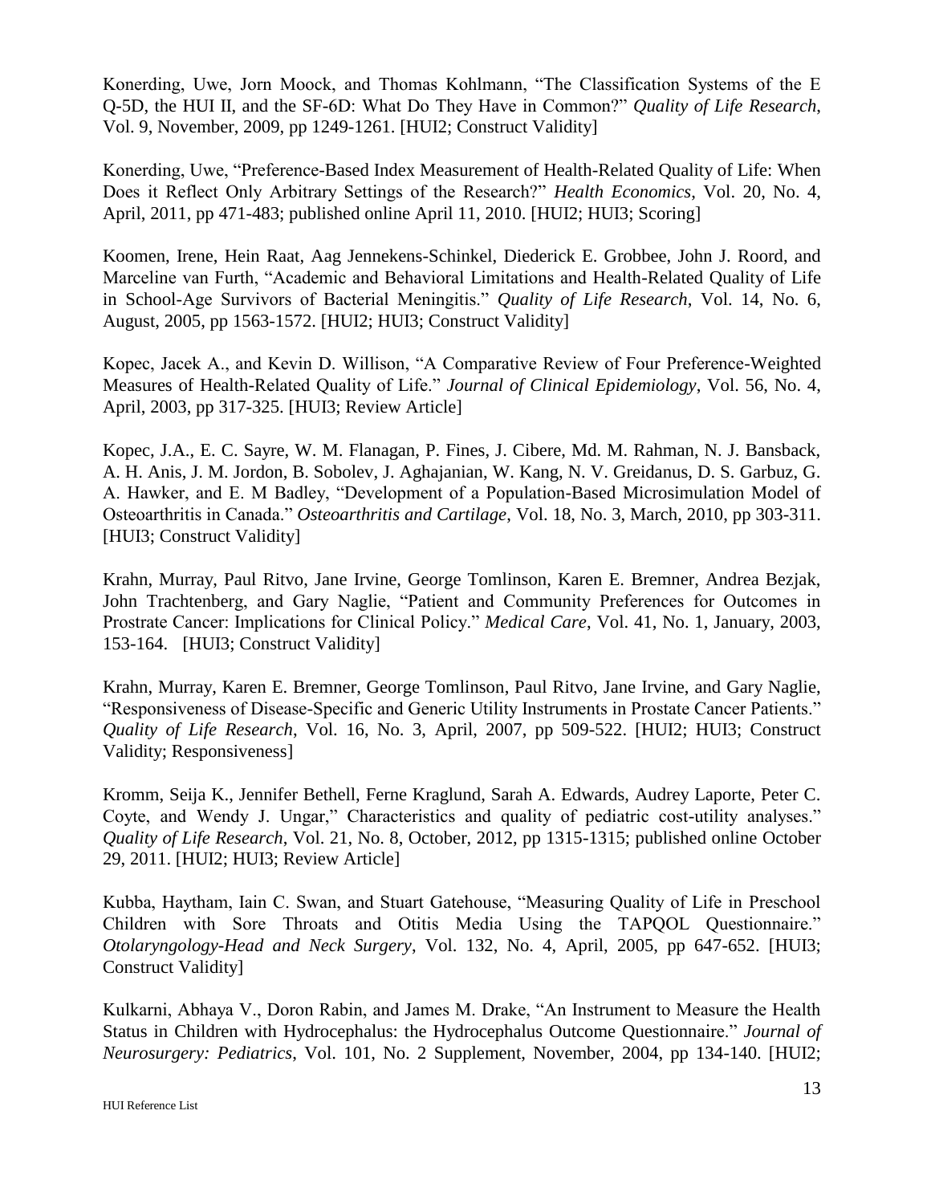Konerding, Uwe, Jorn Moock, and Thomas Kohlmann, "The Classification Systems of the E Q-5D, the HUI II, and the SF-6D: What Do They Have in Common?" *Quality of Life Research*, Vol. 9, November, 2009, pp 1249-1261. [HUI2; Construct Validity]

Konerding, Uwe, "Preference-Based Index Measurement of Health-Related Quality of Life: When Does it Reflect Only Arbitrary Settings of the Research?" *Health Economics*, Vol. 20, No. 4, April, 2011, pp 471-483; published online April 11, 2010. [HUI2; HUI3; Scoring]

Koomen, Irene, Hein Raat, Aag Jennekens-Schinkel, Diederick E. Grobbee, John J. Roord, and Marceline van Furth, "Academic and Behavioral Limitations and Health-Related Quality of Life in School-Age Survivors of Bacterial Meningitis." *Quality of Life Research*, Vol. 14, No. 6, August, 2005, pp 1563-1572. [HUI2; HUI3; Construct Validity]

Kopec, Jacek A., and Kevin D. Willison, "A Comparative Review of Four Preference-Weighted Measures of Health-Related Quality of Life." *Journal of Clinical Epidemiology*, Vol. 56, No. 4, April, 2003, pp 317-325. [HUI3; Review Article]

Kopec, J.A., E. C. Sayre, W. M. Flanagan, P. Fines, J. Cibere, Md. M. Rahman, N. J. Bansback, A. H. Anis, J. M. Jordon, B. Sobolev, J. Aghajanian, W. Kang, N. V. Greidanus, D. S. Garbuz, G. A. Hawker, and E. M Badley, "Development of a Population-Based Microsimulation Model of Osteoarthritis in Canada." *Osteoarthritis and Cartilage*, Vol. 18, No. 3, March, 2010, pp 303-311. [HUI3; Construct Validity]

Krahn, Murray, Paul Ritvo, Jane Irvine, George Tomlinson, Karen E. Bremner, Andrea Bezjak, John Trachtenberg, and Gary Naglie, "Patient and Community Preferences for Outcomes in Prostrate Cancer: Implications for Clinical Policy." *Medical Care*, Vol. 41, No. 1, January, 2003, 153-164. [HUI3; Construct Validity]

Krahn, Murray, Karen E. Bremner, George Tomlinson, Paul Ritvo, Jane Irvine, and Gary Naglie, "Responsiveness of Disease-Specific and Generic Utility Instruments in Prostate Cancer Patients." *Quality of Life Research*, Vol. 16, No. 3, April, 2007, pp 509-522. [HUI2; HUI3; Construct Validity; Responsiveness]

Kromm, Seija K., Jennifer Bethell, Ferne Kraglund, Sarah A. Edwards, Audrey Laporte, Peter C. Coyte, and Wendy J. Ungar," Characteristics and quality of pediatric cost-utility analyses." *Quality of Life Research*, Vol. 21, No. 8, October, 2012, pp 1315-1315; published online October 29, 2011. [HUI2; HUI3; Review Article]

Kubba, Haytham, Iain C. Swan, and Stuart Gatehouse, "Measuring Quality of Life in Preschool Children with Sore Throats and Otitis Media Using the TAPQOL Questionnaire." *Otolaryngology-Head and Neck Surgery*, Vol. 132, No. 4, April, 2005, pp 647-652. [HUI3; Construct Validity]

Kulkarni, Abhaya V., Doron Rabin, and James M. Drake, "An Instrument to Measure the Health Status in Children with Hydrocephalus: the Hydrocephalus Outcome Questionnaire." *Journal of Neurosurgery: Pediatrics*, Vol. 101, No. 2 Supplement, November, 2004, pp 134-140. [HUI2;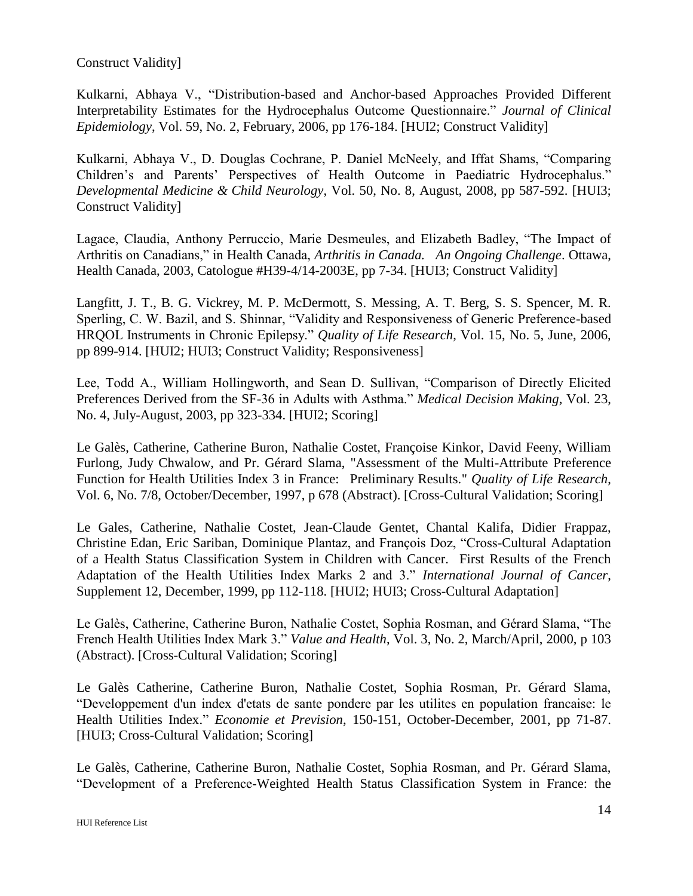Construct Validity]

Kulkarni, Abhaya V., "Distribution-based and Anchor-based Approaches Provided Different Interpretability Estimates for the Hydrocephalus Outcome Questionnaire." *Journal of Clinical Epidemiology*, Vol. 59, No. 2, February, 2006, pp 176-184. [HUI2; Construct Validity]

Kulkarni, Abhaya V., D. Douglas Cochrane, P. Daniel McNeely, and Iffat Shams, "Comparing Children's and Parents' Perspectives of Health Outcome in Paediatric Hydrocephalus." *Developmental Medicine & Child Neurology*, Vol. 50, No. 8, August, 2008, pp 587-592. [HUI3; Construct Validity]

Lagace, Claudia, Anthony Perruccio, Marie Desmeules, and Elizabeth Badley, "The Impact of Arthritis on Canadians," in Health Canada, *Arthritis in Canada. An Ongoing Challenge*. Ottawa, Health Canada, 2003, Catologue #H39-4/14-2003E, pp 7-34. [HUI3; Construct Validity]

Langfitt, J. T., B. G. Vickrey, M. P. McDermott, S. Messing, A. T. Berg, S. S. Spencer, M. R. Sperling, C. W. Bazil, and S. Shinnar, "Validity and Responsiveness of Generic Preference-based HRQOL Instruments in Chronic Epilepsy." *Quality of Life Research*, Vol. 15, No. 5, June, 2006, pp 899-914. [HUI2; HUI3; Construct Validity; Responsiveness]

Lee, Todd A., William Hollingworth, and Sean D. Sullivan, "Comparison of Directly Elicited Preferences Derived from the SF-36 in Adults with Asthma." *Medical Decision Making*, Vol. 23, No. 4, July-August, 2003, pp 323-334. [HUI2; Scoring]

Le Galès, Catherine, Catherine Buron, Nathalie Costet, Françoise Kinkor, David Feeny, William Furlong, Judy Chwalow, and Pr. Gérard Slama, "Assessment of the Multi-Attribute Preference Function for Health Utilities Index 3 in France: Preliminary Results." *Quality of Life Research*, Vol. 6, No. 7/8, October/December, 1997, p 678 (Abstract). [Cross-Cultural Validation; Scoring]

Le Gales, Catherine, Nathalie Costet, Jean-Claude Gentet, Chantal Kalifa, Didier Frappaz, Christine Edan, Eric Sariban, Dominique Plantaz, and François Doz, "Cross-Cultural Adaptation of a Health Status Classification System in Children with Cancer. First Results of the French Adaptation of the Health Utilities Index Marks 2 and 3." *International Journal of Cancer*, Supplement 12, December, 1999, pp 112-118. [HUI2; HUI3; Cross-Cultural Adaptation]

Le Galès, Catherine, Catherine Buron, Nathalie Costet, Sophia Rosman, and Gérard Slama, "The French Health Utilities Index Mark 3." *Value and Health*, Vol. 3, No. 2, March/April, 2000, p 103 (Abstract). [Cross-Cultural Validation; Scoring]

Le Galès Catherine, Catherine Buron, Nathalie Costet, Sophia Rosman, Pr. Gérard Slama, "Developpement d'un index d'etats de sante pondere par les utilites en population francaise: le Health Utilities Index." *Economie et Prevision*, 150-151, October-December, 2001, pp 71-87. [HUI3; Cross-Cultural Validation; Scoring]

Le Galès, Catherine, Catherine Buron, Nathalie Costet, Sophia Rosman, and Pr. Gérard Slama, "Development of a Preference-Weighted Health Status Classification System in France: the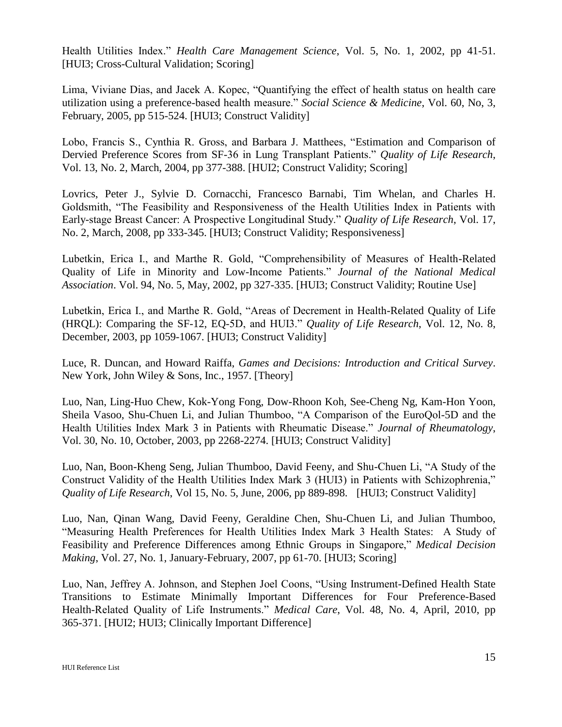Health Utilities Index." *Health Care Management Science*, Vol. 5, No. 1, 2002, pp 41-51. [HUI3; Cross-Cultural Validation; Scoring]

Lima, Viviane Dias, and Jacek A. Kopec, "Quantifying the effect of health status on health care utilization using a preference-based health measure." *Social Science & Medicine*, Vol. 60, No, 3, February, 2005, pp 515-524. [HUI3; Construct Validity]

Lobo, Francis S., Cynthia R. Gross, and Barbara J. Matthees, "Estimation and Comparison of Dervied Preference Scores from SF-36 in Lung Transplant Patients." *Quality of Life Research*, Vol. 13, No. 2, March, 2004, pp 377-388. [HUI2; Construct Validity; Scoring]

Lovrics, Peter J., Sylvie D. Cornacchi, Francesco Barnabi, Tim Whelan, and Charles H. Goldsmith, "The Feasibility and Responsiveness of the Health Utilities Index in Patients with Early-stage Breast Cancer: A Prospective Longitudinal Study." *Quality of Life Research*, Vol. 17, No. 2, March, 2008, pp 333-345. [HUI3; Construct Validity; Responsiveness]

Lubetkin, Erica I., and Marthe R. Gold, "Comprehensibility of Measures of Health-Related Quality of Life in Minority and Low-Income Patients." *Journal of the National Medical Association*. Vol. 94, No. 5, May, 2002, pp 327-335. [HUI3; Construct Validity; Routine Use]

Lubetkin, Erica I., and Marthe R. Gold, "Areas of Decrement in Health-Related Quality of Life (HRQL): Comparing the SF-12, EQ-5D, and HUI3." *Quality of Life Research*, Vol. 12, No. 8, December, 2003, pp 1059-1067. [HUI3; Construct Validity]

Luce, R. Duncan, and Howard Raiffa, *Games and Decisions: Introduction and Critical Survey*. New York, John Wiley & Sons, Inc., 1957. [Theory]

Luo, Nan, Ling-Huo Chew, Kok-Yong Fong, Dow-Rhoon Koh, See-Cheng Ng, Kam-Hon Yoon, Sheila Vasoo, Shu-Chuen Li, and Julian Thumboo, "A Comparison of the EuroQol-5D and the Health Utilities Index Mark 3 in Patients with Rheumatic Disease." *Journal of Rheumatology*, Vol. 30, No. 10, October, 2003, pp 2268-2274. [HUI3; Construct Validity]

Luo, Nan, Boon-Kheng Seng, Julian Thumboo, David Feeny, and Shu-Chuen Li, "A Study of the Construct Validity of the Health Utilities Index Mark 3 (HUI3) in Patients with Schizophrenia," *Quality of Life Research*, Vol 15, No. 5, June, 2006, pp 889-898. [HUI3; Construct Validity]

Luo, Nan, Qinan Wang, David Feeny, Geraldine Chen, Shu-Chuen Li, and Julian Thumboo, "Measuring Health Preferences for Health Utilities Index Mark 3 Health States: A Study of Feasibility and Preference Differences among Ethnic Groups in Singapore," *Medical Decision Making*, Vol. 27, No. 1, January-February, 2007, pp 61-70. [HUI3; Scoring]

Luo, Nan, Jeffrey A. Johnson, and Stephen Joel Coons, "Using Instrument-Defined Health State Transitions to Estimate Minimally Important Differences for Four Preference-Based Health-Related Quality of Life Instruments." *Medical Care*, Vol. 48, No. 4, April, 2010, pp 365-371. [HUI2; HUI3; Clinically Important Difference]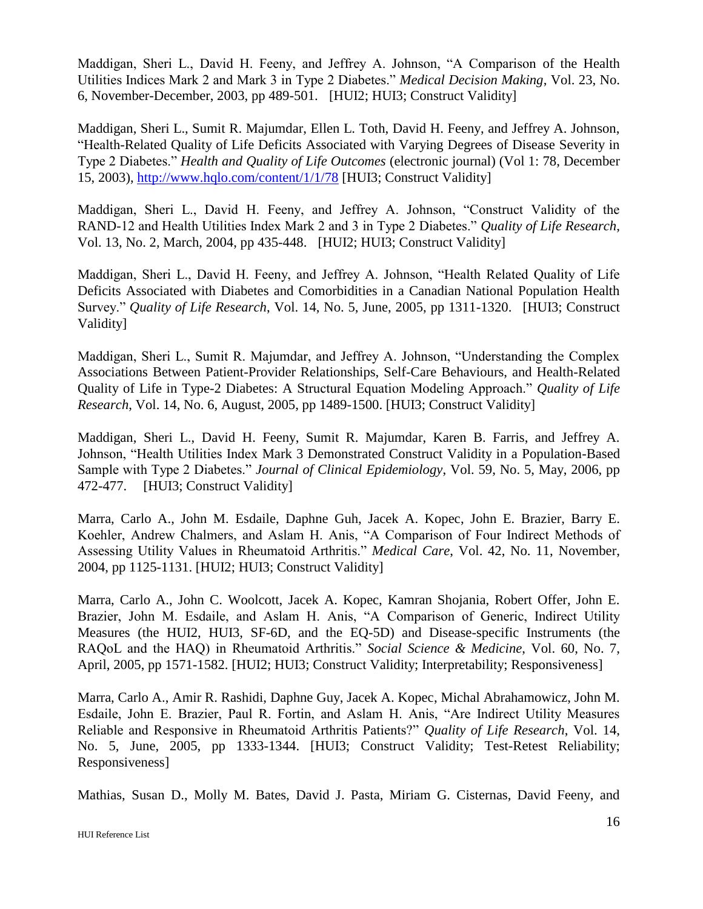Maddigan, Sheri L., David H. Feeny, and Jeffrey A. Johnson, "A Comparison of the Health Utilities Indices Mark 2 and Mark 3 in Type 2 Diabetes." *Medical Decision Making*, Vol. 23, No. 6, November-December, 2003, pp 489-501. [HUI2; HUI3; Construct Validity]

Maddigan, Sheri L., Sumit R. Majumdar, Ellen L. Toth, David H. Feeny, and Jeffrey A. Johnson, "Health-Related Quality of Life Deficits Associated with Varying Degrees of Disease Severity in Type 2 Diabetes." *Health and Quality of Life Outcomes* (electronic journal) (Vol 1: 78, December 15, 2003), http://www.hqlo.com/content/1/1/78 [HUI3; Construct Validity]

Maddigan, Sheri L., David H. Feeny, and Jeffrey A. Johnson, "Construct Validity of the RAND-12 and Health Utilities Index Mark 2 and 3 in Type 2 Diabetes." *Quality of Life Research*, Vol. 13, No. 2, March, 2004, pp 435-448. [HUI2; HUI3; Construct Validity]

Maddigan, Sheri L., David H. Feeny, and Jeffrey A. Johnson, "Health Related Quality of Life Deficits Associated with Diabetes and Comorbidities in a Canadian National Population Health Survey." *Quality of Life Research*, Vol. 14, No. 5, June, 2005, pp 1311-1320. [HUI3; Construct Validity]

Maddigan, Sheri L., Sumit R. Majumdar, and Jeffrey A. Johnson, "Understanding the Complex Associations Between Patient-Provider Relationships, Self-Care Behaviours, and Health-Related Quality of Life in Type-2 Diabetes: A Structural Equation Modeling Approach." *Quality of Life Research*, Vol. 14, No. 6, August, 2005, pp 1489-1500. [HUI3; Construct Validity]

Maddigan, Sheri L., David H. Feeny, Sumit R. Majumdar, Karen B. Farris, and Jeffrey A. Johnson, "Health Utilities Index Mark 3 Demonstrated Construct Validity in a Population-Based Sample with Type 2 Diabetes." *Journal of Clinical Epidemiology*, Vol. 59, No. 5, May, 2006, pp 472-477. [HUI3; Construct Validity]

Marra, Carlo A., John M. Esdaile, Daphne Guh, Jacek A. Kopec, John E. Brazier, Barry E. Koehler, Andrew Chalmers, and Aslam H. Anis, "A Comparison of Four Indirect Methods of Assessing Utility Values in Rheumatoid Arthritis." *Medical Care*, Vol. 42, No. 11, November, 2004, pp 1125-1131. [HUI2; HUI3; Construct Validity]

Marra, Carlo A., John C. Woolcott, Jacek A. Kopec, Kamran Shojania, Robert Offer, John E. Brazier, John M. Esdaile, and Aslam H. Anis, "A Comparison of Generic, Indirect Utility Measures (the HUI2, HUI3, SF-6D, and the EQ-5D) and Disease-specific Instruments (the RAQoL and the HAQ) in Rheumatoid Arthritis." *Social Science & Medicine*, Vol. 60, No. 7, April, 2005, pp 1571-1582. [HUI2; HUI3; Construct Validity; Interpretability; Responsiveness]

Marra, Carlo A., Amir R. Rashidi, Daphne Guy, Jacek A. Kopec, Michal Abrahamowicz, John M. Esdaile, John E. Brazier, Paul R. Fortin, and Aslam H. Anis, "Are Indirect Utility Measures Reliable and Responsive in Rheumatoid Arthritis Patients?" *Quality of Life Research*, Vol. 14, No. 5, June, 2005, pp 1333-1344. [HUI3; Construct Validity; Test-Retest Reliability; Responsiveness]

Mathias, Susan D., Molly M. Bates, David J. Pasta, Miriam G. Cisternas, David Feeny, and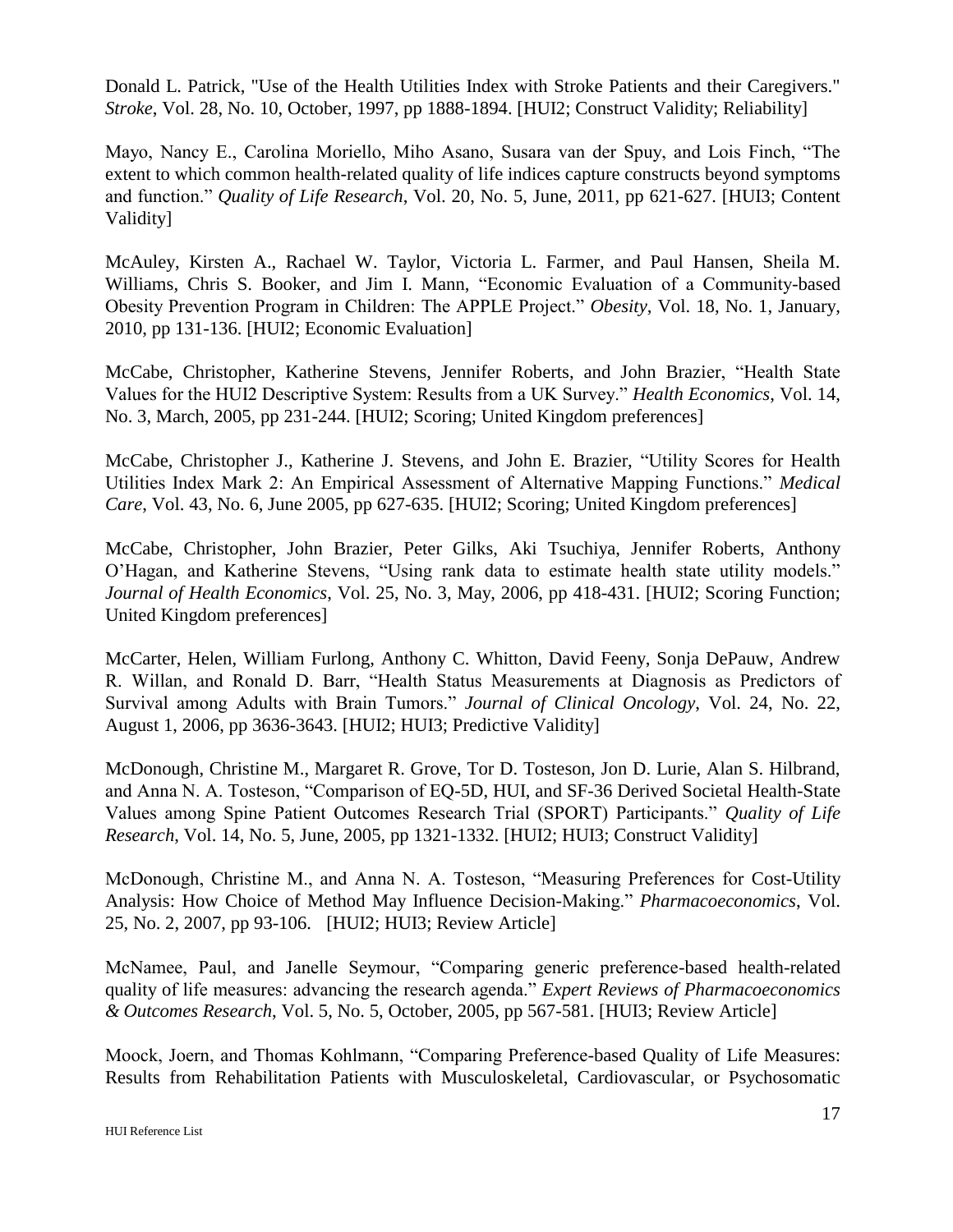Donald L. Patrick, "Use of the Health Utilities Index with Stroke Patients and their Caregivers." *Stroke*, Vol. 28, No. 10, October, 1997, pp 1888-1894. [HUI2; Construct Validity; Reliability]

Mayo, Nancy E., Carolina Moriello, Miho Asano, Susara van der Spuy, and Lois Finch, "The extent to which common health-related quality of life indices capture constructs beyond symptoms and function." *Quality of Life Research*, Vol. 20, No. 5, June, 2011, pp 621-627. [HUI3; Content Validity]

McAuley, Kirsten A., Rachael W. Taylor, Victoria L. Farmer, and Paul Hansen, Sheila M. Williams, Chris S. Booker, and Jim I. Mann, "Economic Evaluation of a Community-based Obesity Prevention Program in Children: The APPLE Project." *Obesity*, Vol. 18, No. 1, January, 2010, pp 131-136. [HUI2; Economic Evaluation]

McCabe, Christopher, Katherine Stevens, Jennifer Roberts, and John Brazier, "Health State Values for the HUI2 Descriptive System: Results from a UK Survey." *Health Economics*, Vol. 14, No. 3, March, 2005, pp 231-244. [HUI2; Scoring; United Kingdom preferences]

McCabe, Christopher J., Katherine J. Stevens, and John E. Brazier, "Utility Scores for Health Utilities Index Mark 2: An Empirical Assessment of Alternative Mapping Functions." *Medical Care*, Vol. 43, No. 6, June 2005, pp 627-635. [HUI2; Scoring; United Kingdom preferences]

McCabe, Christopher, John Brazier, Peter Gilks, Aki Tsuchiya, Jennifer Roberts, Anthony O'Hagan, and Katherine Stevens, "Using rank data to estimate health state utility models." *Journal of Health Economics*, Vol. 25, No. 3, May, 2006, pp 418-431. [HUI2; Scoring Function; United Kingdom preferences]

McCarter, Helen, William Furlong, Anthony C. Whitton, David Feeny, Sonja DePauw, Andrew R. Willan, and Ronald D. Barr, "Health Status Measurements at Diagnosis as Predictors of Survival among Adults with Brain Tumors." *Journal of Clinical Oncology*, Vol. 24, No. 22, August 1, 2006, pp 3636-3643. [HUI2; HUI3; Predictive Validity]

McDonough, Christine M., Margaret R. Grove, Tor D. Tosteson, Jon D. Lurie, Alan S. Hilbrand, and Anna N. A. Tosteson, "Comparison of EQ-5D, HUI, and SF-36 Derived Societal Health-State Values among Spine Patient Outcomes Research Trial (SPORT) Participants." *Quality of Life Research*, Vol. 14, No. 5, June, 2005, pp 1321-1332. [HUI2; HUI3; Construct Validity]

McDonough, Christine M., and Anna N. A. Tosteson, "Measuring Preferences for Cost-Utility Analysis: How Choice of Method May Influence Decision-Making." *Pharmacoeconomics*, Vol. 25, No. 2, 2007, pp 93-106. [HUI2; HUI3; Review Article]

McNamee, Paul, and Janelle Seymour, "Comparing generic preference-based health-related quality of life measures: advancing the research agenda." *Expert Reviews of Pharmacoeconomics & Outcomes Research*, Vol. 5, No. 5, October, 2005, pp 567-581. [HUI3; Review Article]

Moock, Joern, and Thomas Kohlmann, "Comparing Preference-based Quality of Life Measures: Results from Rehabilitation Patients with Musculoskeletal, Cardiovascular, or Psychosomatic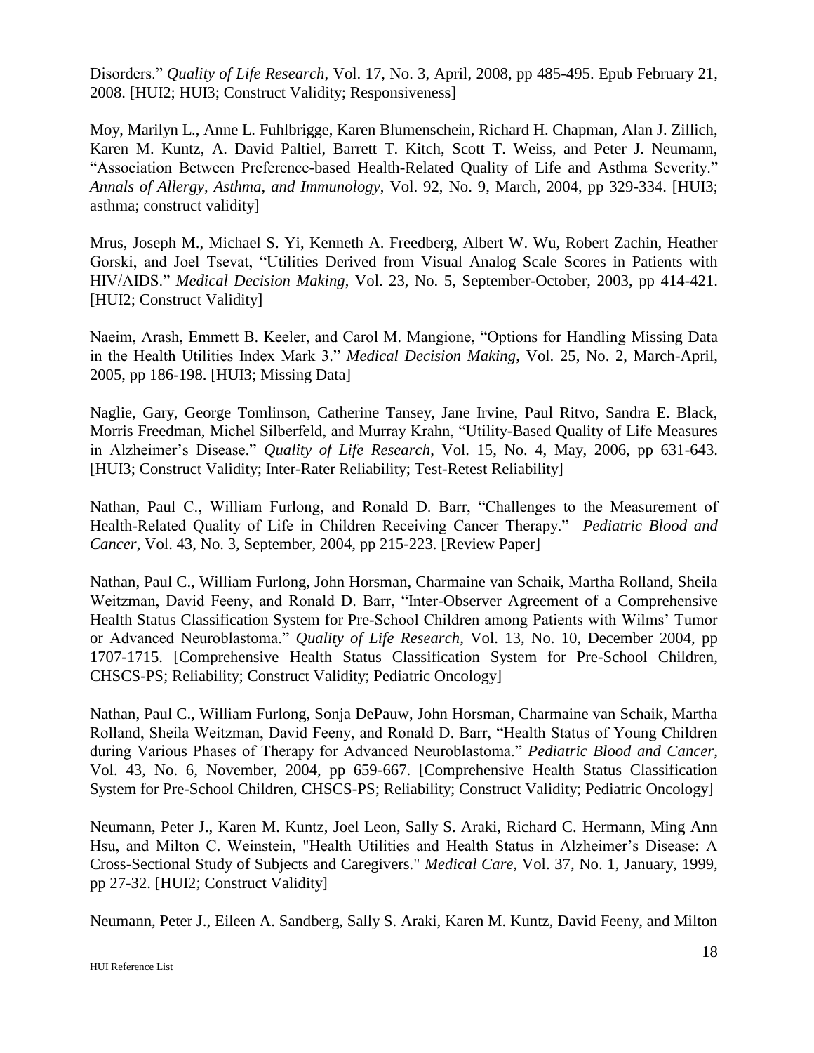Disorders." *Quality of Life Research*, Vol. 17, No. 3, April, 2008, pp 485-495. Epub February 21, 2008. [HUI2; HUI3; Construct Validity; Responsiveness]

Moy, Marilyn L., Anne L. Fuhlbrigge, Karen Blumenschein, Richard H. Chapman, Alan J. Zillich, Karen M. Kuntz, A. David Paltiel, Barrett T. Kitch, Scott T. Weiss, and Peter J. Neumann, "Association Between Preference-based Health-Related Quality of Life and Asthma Severity." *Annals of Allergy, Asthma, and Immunology*, Vol. 92, No. 9, March, 2004, pp 329-334. [HUI3; asthma; construct validity]

Mrus, Joseph M., Michael S. Yi, Kenneth A. Freedberg, Albert W. Wu, Robert Zachin, Heather Gorski, and Joel Tsevat, "Utilities Derived from Visual Analog Scale Scores in Patients with HIV/AIDS." *Medical Decision Making*, Vol. 23, No. 5, September-October, 2003, pp 414-421. [HUI2; Construct Validity]

Naeim, Arash, Emmett B. Keeler, and Carol M. Mangione, "Options for Handling Missing Data in the Health Utilities Index Mark 3." *Medical Decision Making*, Vol. 25, No. 2, March-April, 2005, pp 186-198. [HUI3; Missing Data]

Naglie, Gary, George Tomlinson, Catherine Tansey, Jane Irvine, Paul Ritvo, Sandra E. Black, Morris Freedman, Michel Silberfeld, and Murray Krahn, "Utility-Based Quality of Life Measures in Alzheimer's Disease." *Quality of Life Research*, Vol. 15, No. 4, May, 2006, pp 631-643. [HUI3; Construct Validity; Inter-Rater Reliability; Test-Retest Reliability]

Nathan, Paul C., William Furlong, and Ronald D. Barr, "Challenges to the Measurement of Health-Related Quality of Life in Children Receiving Cancer Therapy." *Pediatric Blood and Cancer*, Vol. 43, No. 3, September, 2004, pp 215-223. [Review Paper]

Nathan, Paul C., William Furlong, John Horsman, Charmaine van Schaik, Martha Rolland, Sheila Weitzman, David Feeny, and Ronald D. Barr, "Inter-Observer Agreement of a Comprehensive Health Status Classification System for Pre-School Children among Patients with Wilms' Tumor or Advanced Neuroblastoma." *Quality of Life Research*, Vol. 13, No. 10, December 2004, pp 1707-1715. [Comprehensive Health Status Classification System for Pre-School Children, CHSCS-PS; Reliability; Construct Validity; Pediatric Oncology]

Nathan, Paul C., William Furlong, Sonja DePauw, John Horsman, Charmaine van Schaik, Martha Rolland, Sheila Weitzman, David Feeny, and Ronald D. Barr, "Health Status of Young Children during Various Phases of Therapy for Advanced Neuroblastoma." *Pediatric Blood and Cancer*, Vol. 43, No. 6, November, 2004, pp 659-667. [Comprehensive Health Status Classification System for Pre-School Children, CHSCS-PS; Reliability; Construct Validity; Pediatric Oncology]

Neumann, Peter J., Karen M. Kuntz, Joel Leon, Sally S. Araki, Richard C. Hermann, Ming Ann Hsu, and Milton C. Weinstein, "Health Utilities and Health Status in Alzheimer's Disease: A Cross-Sectional Study of Subjects and Caregivers." *Medical Care*, Vol. 37, No. 1, January, 1999, pp 27-32. [HUI2; Construct Validity]

Neumann, Peter J., Eileen A. Sandberg, Sally S. Araki, Karen M. Kuntz, David Feeny, and Milton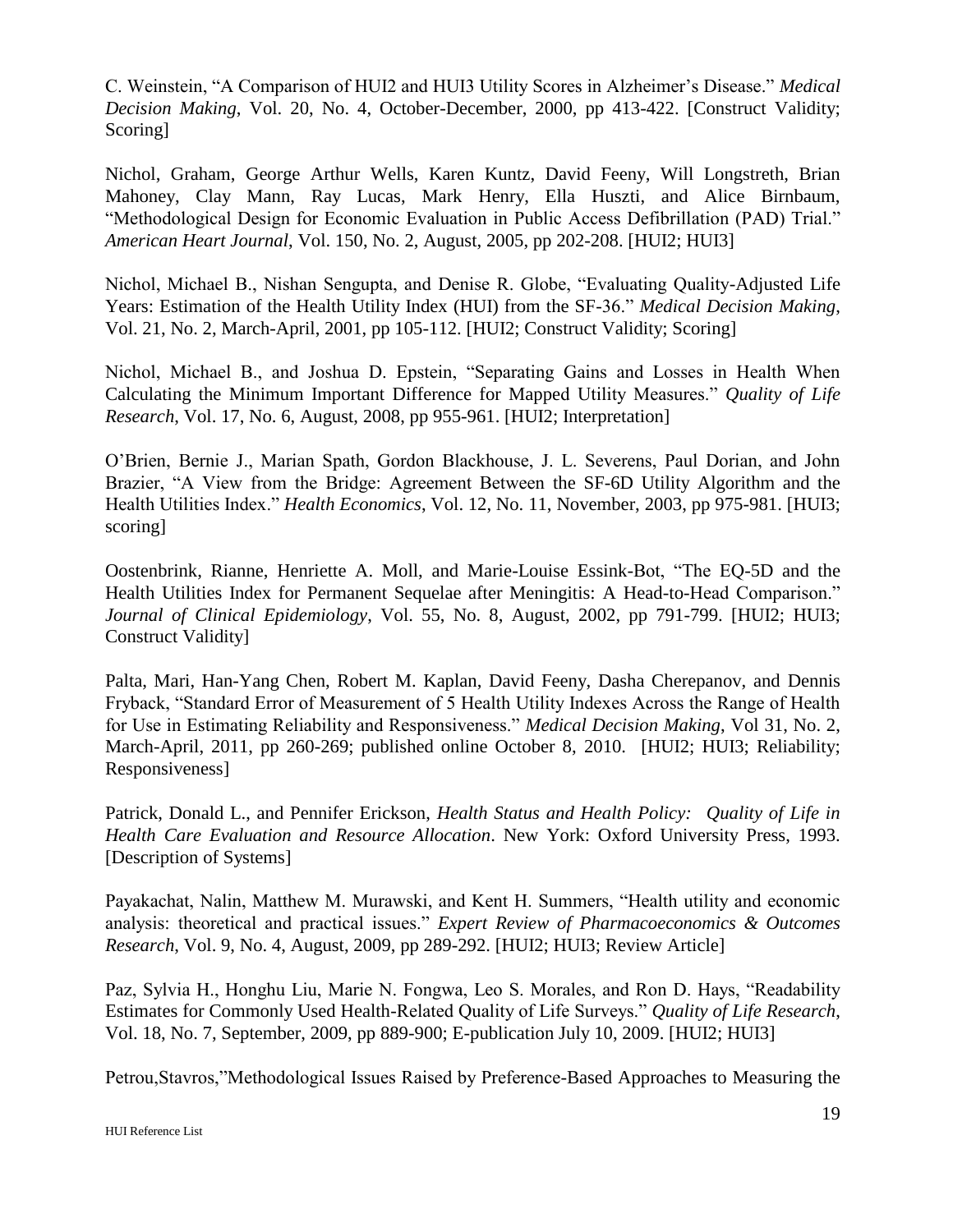C. Weinstein, "A Comparison of HUI2 and HUI3 Utility Scores in Alzheimer's Disease." *Medical Decision Making*, Vol. 20, No. 4, October-December, 2000, pp 413-422. [Construct Validity; Scoring]

Nichol, Graham, George Arthur Wells, Karen Kuntz, David Feeny, Will Longstreth, Brian Mahoney, Clay Mann, Ray Lucas, Mark Henry, Ella Huszti, and Alice Birnbaum, "Methodological Design for Economic Evaluation in Public Access Defibrillation (PAD) Trial." *American Heart Journal*, Vol. 150, No. 2, August, 2005, pp 202-208. [HUI2; HUI3]

Nichol, Michael B., Nishan Sengupta, and Denise R. Globe, "Evaluating Quality-Adjusted Life Years: Estimation of the Health Utility Index (HUI) from the SF-36." *Medical Decision Making*, Vol. 21, No. 2, March-April, 2001, pp 105-112. [HUI2; Construct Validity; Scoring]

Nichol, Michael B., and Joshua D. Epstein, "Separating Gains and Losses in Health When Calculating the Minimum Important Difference for Mapped Utility Measures." *Quality of Life Research*, Vol. 17, No. 6, August, 2008, pp 955-961. [HUI2; Interpretation]

O'Brien, Bernie J., Marian Spath, Gordon Blackhouse, J. L. Severens, Paul Dorian, and John Brazier, "A View from the Bridge: Agreement Between the SF-6D Utility Algorithm and the Health Utilities Index." *Health Economics*, Vol. 12, No. 11, November, 2003, pp 975-981. [HUI3; scoring]

Oostenbrink, Rianne, Henriette A. Moll, and Marie-Louise Essink-Bot, "The EQ-5D and the Health Utilities Index for Permanent Sequelae after Meningitis: A Head-to-Head Comparison." *Journal of Clinical Epidemiology*, Vol. 55, No. 8, August, 2002, pp 791-799. [HUI2; HUI3; Construct Validity]

Palta, Mari, Han-Yang Chen, Robert M. Kaplan, David Feeny, Dasha Cherepanov, and Dennis Fryback, "Standard Error of Measurement of 5 Health Utility Indexes Across the Range of Health for Use in Estimating Reliability and Responsiveness." *Medical Decision Making*, Vol 31, No. 2, March-April, 2011, pp 260-269; published online October 8, 2010. [HUI2; HUI3; Reliability; Responsiveness]

Patrick, Donald L., and Pennifer Erickson, *Health Status and Health Policy: Quality of Life in Health Care Evaluation and Resource Allocation*. New York: Oxford University Press, 1993. [Description of Systems]

Payakachat, Nalin, Matthew M. Murawski, and Kent H. Summers, "Health utility and economic analysis: theoretical and practical issues." *Expert Review of Pharmacoeconomics & Outcomes Research*, Vol. 9, No. 4, August, 2009, pp 289-292. [HUI2; HUI3; Review Article]

Paz, Sylvia H., Honghu Liu, Marie N. Fongwa, Leo S. Morales, and Ron D. Hays, "Readability Estimates for Commonly Used Health-Related Quality of Life Surveys." *Quality of Life Research*, Vol. 18, No. 7, September, 2009, pp 889-900; E-publication July 10, 2009. [HUI2; HUI3]

Petrou,Stavros,"Methodological Issues Raised by Preference-Based Approaches to Measuring the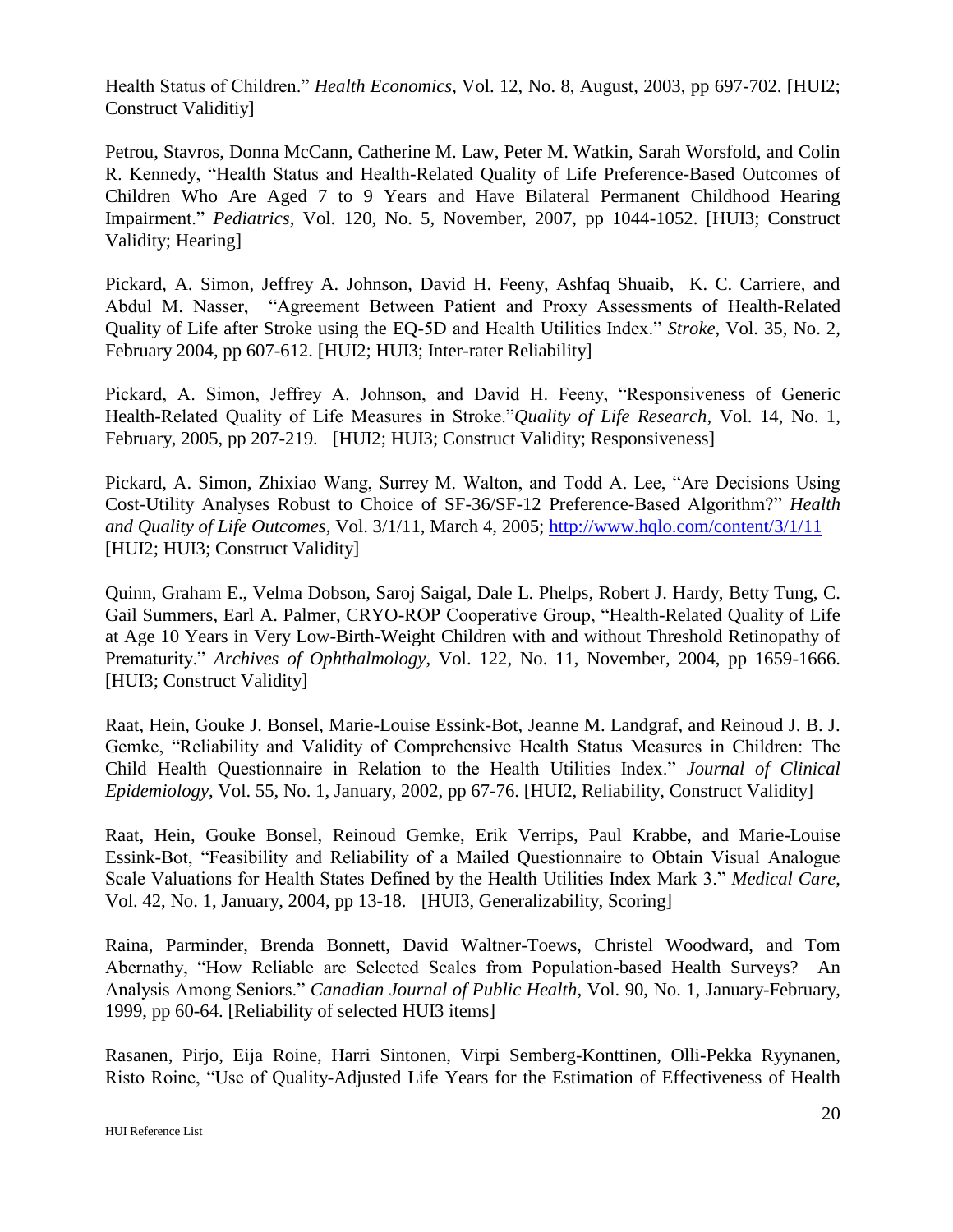Health Status of Children." *Health Economics*, Vol. 12, No. 8, August, 2003, pp 697-702. [HUI2; Construct Validitiy]

Petrou, Stavros, Donna McCann, Catherine M. Law, Peter M. Watkin, Sarah Worsfold, and Colin R. Kennedy, "Health Status and Health-Related Quality of Life Preference-Based Outcomes of Children Who Are Aged 7 to 9 Years and Have Bilateral Permanent Childhood Hearing Impairment." *Pediatrics*, Vol. 120, No. 5, November, 2007, pp 1044-1052. [HUI3; Construct Validity; Hearing]

Pickard, A. Simon, Jeffrey A. Johnson, David H. Feeny, Ashfaq Shuaib, K. C. Carriere, and Abdul M. Nasser, "Agreement Between Patient and Proxy Assessments of Health-Related Quality of Life after Stroke using the EQ-5D and Health Utilities Index." *Stroke*, Vol. 35, No. 2, February 2004, pp 607-612. [HUI2; HUI3; Inter-rater Reliability]

Pickard, A. Simon, Jeffrey A. Johnson, and David H. Feeny, "Responsiveness of Generic Health-Related Quality of Life Measures in Stroke."*Quality of Life Research*, Vol. 14, No. 1, February, 2005, pp 207-219. [HUI2; HUI3; Construct Validity; Responsiveness]

Pickard, A. Simon, Zhixiao Wang, Surrey M. Walton, and Todd A. Lee, "Are Decisions Using Cost-Utility Analyses Robust to Choice of SF-36/SF-12 Preference-Based Algorithm?" *Health and Quality of Life Outcomes*, Vol. 3/1/11, March 4, 2005; http://www.hqlo.com/content/3/1/11 [HUI2; HUI3; Construct Validity]

Quinn, Graham E., Velma Dobson, Saroj Saigal, Dale L. Phelps, Robert J. Hardy, Betty Tung, C. Gail Summers, Earl A. Palmer, CRYO-ROP Cooperative Group, "Health-Related Quality of Life at Age 10 Years in Very Low-Birth-Weight Children with and without Threshold Retinopathy of Prematurity." *Archives of Ophthalmology*, Vol. 122, No. 11, November, 2004, pp 1659-1666. [HUI3; Construct Validity]

Raat, Hein, Gouke J. Bonsel, Marie-Louise Essink-Bot, Jeanne M. Landgraf, and Reinoud J. B. J. Gemke, "Reliability and Validity of Comprehensive Health Status Measures in Children: The Child Health Questionnaire in Relation to the Health Utilities Index." *Journal of Clinical Epidemiology*, Vol. 55, No. 1, January, 2002, pp 67-76. [HUI2, Reliability, Construct Validity]

Raat, Hein, Gouke Bonsel, Reinoud Gemke, Erik Verrips, Paul Krabbe, and Marie-Louise Essink-Bot, "Feasibility and Reliability of a Mailed Questionnaire to Obtain Visual Analogue Scale Valuations for Health States Defined by the Health Utilities Index Mark 3." *Medical Care*, Vol. 42, No. 1, January, 2004, pp 13-18. [HUI3, Generalizability, Scoring]

Raina, Parminder, Brenda Bonnett, David Waltner-Toews, Christel Woodward, and Tom Abernathy, "How Reliable are Selected Scales from Population-based Health Surveys? An Analysis Among Seniors." *Canadian Journal of Public Health*, Vol. 90, No. 1, January-February, 1999, pp 60-64. [Reliability of selected HUI3 items]

Rasanen, Pirjo, Eija Roine, Harri Sintonen, Virpi Semberg-Konttinen, Olli-Pekka Ryynanen, Risto Roine, "Use of Quality-Adjusted Life Years for the Estimation of Effectiveness of Health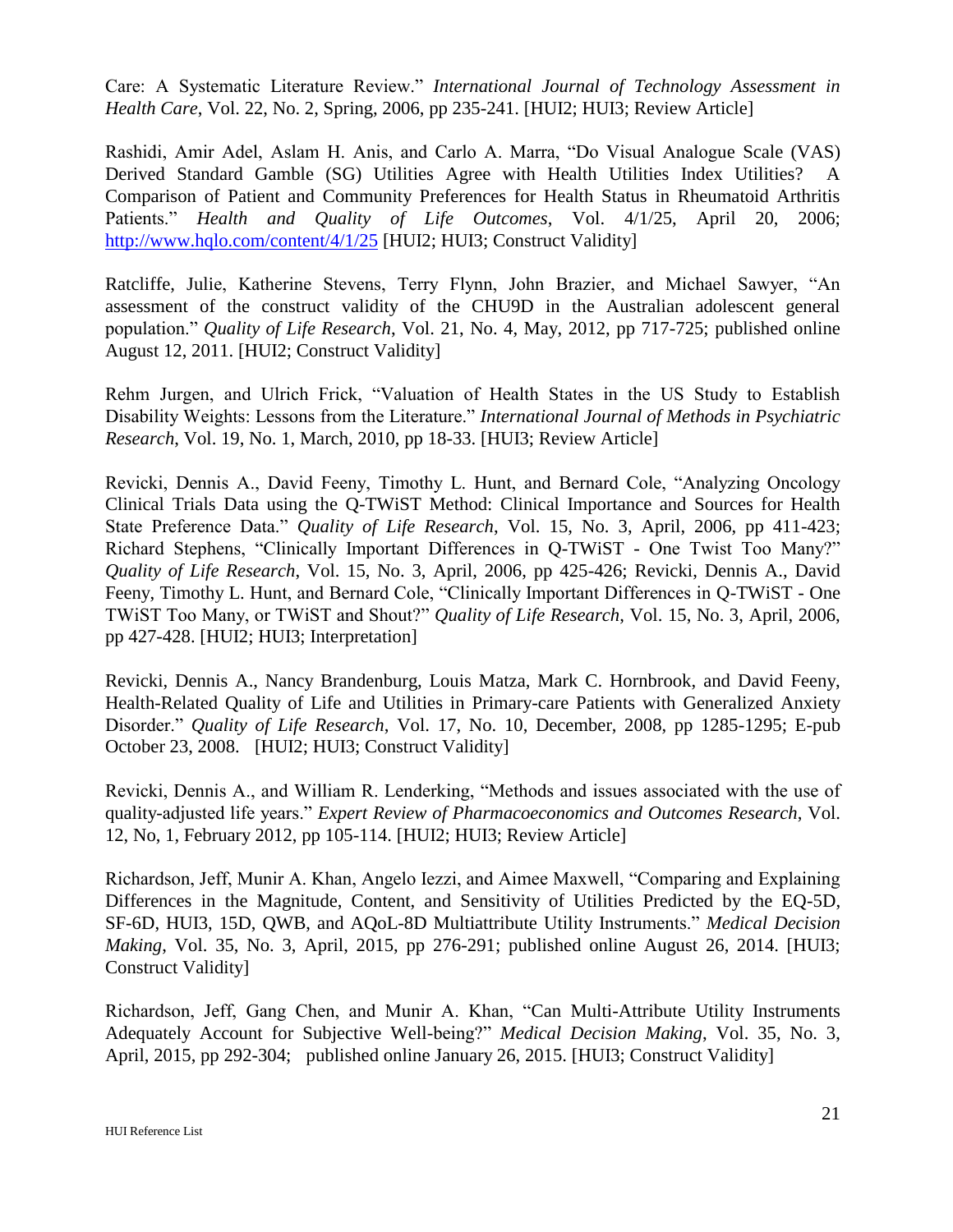Care: A Systematic Literature Review." *International Journal of Technology Assessment in Health Care*, Vol. 22, No. 2, Spring, 2006, pp 235-241. [HUI2; HUI3; Review Article]

Rashidi, Amir Adel, Aslam H. Anis, and Carlo A. Marra, "Do Visual Analogue Scale (VAS) Derived Standard Gamble (SG) Utilities Agree with Health Utilities Index Utilities? A Comparison of Patient and Community Preferences for Health Status in Rheumatoid Arthritis Patients." *Health and Quality of Life Outcomes*, Vol. 4/1/25, April 20, 2006; http://www.hqlo.com/content/4/1/25 [HUI2; HUI3; Construct Validity]

Ratcliffe, Julie, Katherine Stevens, Terry Flynn, John Brazier, and Michael Sawyer, "An assessment of the construct validity of the CHU9D in the Australian adolescent general population." *Quality of Life Research*, Vol. 21, No. 4, May, 2012, pp 717-725; published online August 12, 2011. [HUI2; Construct Validity]

Rehm Jurgen, and Ulrich Frick, "Valuation of Health States in the US Study to Establish Disability Weights: Lessons from the Literature." *International Journal of Methods in Psychiatric Research*, Vol. 19, No. 1, March, 2010, pp 18-33. [HUI3; Review Article]

Revicki, Dennis A., David Feeny, Timothy L. Hunt, and Bernard Cole, "Analyzing Oncology Clinical Trials Data using the Q-TWiST Method: Clinical Importance and Sources for Health State Preference Data." *Quality of Life Research*, Vol. 15, No. 3, April, 2006, pp 411-423; Richard Stephens, "Clinically Important Differences in Q-TWiST - One Twist Too Many?" *Quality of Life Research*, Vol. 15, No. 3, April, 2006, pp 425-426; Revicki, Dennis A., David Feeny, Timothy L. Hunt, and Bernard Cole, "Clinically Important Differences in Q-TWiST - One TWiST Too Many, or TWiST and Shout?" *Quality of Life Research*, Vol. 15, No. 3, April, 2006, pp 427-428. [HUI2; HUI3; Interpretation]

Revicki, Dennis A., Nancy Brandenburg, Louis Matza, Mark C. Hornbrook, and David Feeny, Health-Related Quality of Life and Utilities in Primary-care Patients with Generalized Anxiety Disorder." *Quality of Life Research*, Vol. 17, No. 10, December, 2008, pp 1285-1295; E-pub October 23, 2008. [HUI2; HUI3; Construct Validity]

Revicki, Dennis A., and William R. Lenderking, "Methods and issues associated with the use of quality-adjusted life years." *Expert Review of Pharmacoeconomics and Outcomes Research*, Vol. 12, No, 1, February 2012, pp 105-114. [HUI2; HUI3; Review Article]

Richardson, Jeff, Munir A. Khan, Angelo Iezzi, and Aimee Maxwell, "Comparing and Explaining Differences in the Magnitude, Content, and Sensitivity of Utilities Predicted by the EQ-5D, SF-6D, HUI3, 15D, QWB, and AQoL-8D Multiattribute Utility Instruments." *Medical Decision Making*, Vol. 35, No. 3, April, 2015, pp 276-291; published online August 26, 2014. [HUI3; Construct Validity]

Richardson, Jeff, Gang Chen, and Munir A. Khan, "Can Multi-Attribute Utility Instruments Adequately Account for Subjective Well-being?" *Medical Decision Making*, Vol. 35, No. 3, April, 2015, pp 292-304; published online January 26, 2015. [HUI3; Construct Validity]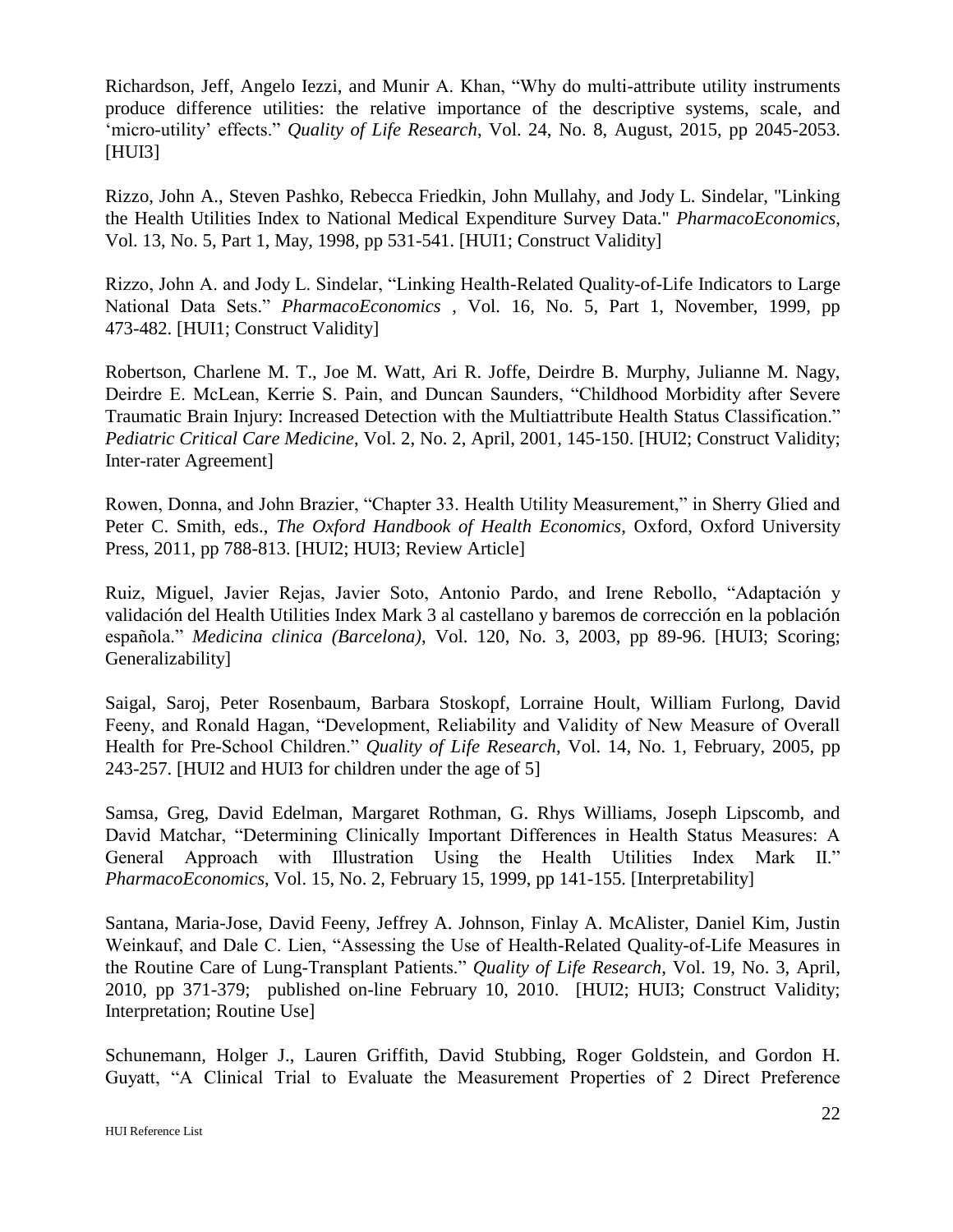Richardson, Jeff, Angelo Iezzi, and Munir A. Khan, “Why do multi-attribute utility instruments produce difference utilities: the relative importance of the descriptive systems, scale, and ‘micro-utility’ effects.” *Quality of Life Research*, Vol. 24, No. 8, August, 2015, pp 2045-2053. [HUI3]

Rizzo, John A., Steven Pashko, Rebecca Friedkin, John Mullahy, and Jody L. Sindelar, "Linking the Health Utilities Index to National Medical Expenditure Survey Data." *PharmacoEconomics*, Vol. 13, No. 5, Part 1, May, 1998, pp 531-541. [HUI1; Construct Validity]

Rizzo, John A. and Jody L. Sindelar, “Linking Health-Related Quality-of-Life Indicators to Large National Data Sets.” *PharmacoEconomics* , Vol. 16, No. 5, Part 1, November, 1999, pp 473-482. [HUI1; Construct Validity]

Robertson, Charlene M. T., Joe M. Watt, Ari R. Joffe, Deirdre B. Murphy, Julianne M. Nagy, Deirdre E. McLean, Kerrie S. Pain, and Duncan Saunders, “Childhood Morbidity after Severe Traumatic Brain Injury: Increased Detection with the Multiattribute Health Status Classification.” *Pediatric Critical Care Medicine*, Vol. 2, No. 2, April, 2001, 145-150. [HUI2; Construct Validity; Inter-rater Agreement]

Rowen, Donna, and John Brazier, “Chapter 33. Health Utility Measurement,” in Sherry Glied and Peter C. Smith, eds., *The Oxford Handbook of Health Economics*, Oxford, Oxford University Press, 2011, pp 788-813. [HUI2; HUI3; Review Article]

Ruiz, Miguel, Javier Rejas, Javier Soto, Antonio Pardo, and Irene Rebollo, “Adaptación y validación del Health Utilities Index Mark 3 al castellano y baremos de corrección en la población española.” *Medicina clinica (Barcelona)*, Vol. 120, No. 3, 2003, pp 89-96. [HUI3; Scoring; Generalizability]

Saigal, Saroj, Peter Rosenbaum, Barbara Stoskopf, Lorraine Hoult, William Furlong, David Feeny, and Ronald Hagan, “Development, Reliability and Validity of New Measure of Overall Health for Pre-School Children.” *Quality of Life Research*, Vol. 14, No. 1, February, 2005, pp 243-257. [HUI2 and HUI3 for children under the age of 5]

Samsa, Greg, David Edelman, Margaret Rothman, G. Rhys Williams, Joseph Lipscomb, and David Matchar, “Determining Clinically Important Differences in Health Status Measures: A General Approach with Illustration Using the Health Utilities Index Mark II.” *PharmacoEconomics*, Vol. 15, No. 2, February 15, 1999, pp 141-155. [Interpretability]

Santana, Maria-Jose, David Feeny, Jeffrey A. Johnson, Finlay A. McAlister, Daniel Kim, Justin Weinkauf, and Dale C. Lien, “Assessing the Use of Health-Related Quality-of-Life Measures in the Routine Care of Lung-Transplant Patients.” *Quality of Life Research*, Vol. 19, No. 3, April, 2010, pp 371-379; published on-line February 10, 2010. [HUI2; HUI3; Construct Validity; Interpretation; Routine Use]

Schunemann, Holger J., Lauren Griffith, David Stubbing, Roger Goldstein, and Gordon H. Guyatt, “A Clinical Trial to Evaluate the Measurement Properties of 2 Direct Preference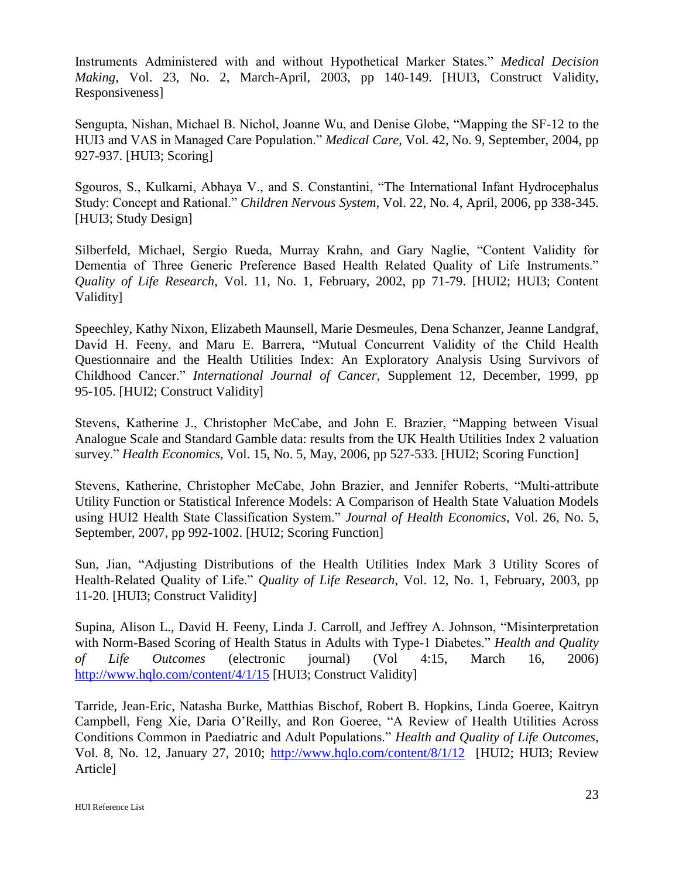Instruments Administered with and without Hypothetical Marker States." *Medical Decision Making*, Vol. 23, No. 2, March-April, 2003, pp 140-149. [HUI3, Construct Validity, Responsiveness]

Sengupta, Nishan, Michael B. Nichol, Joanne Wu, and Denise Globe, "Mapping the SF-12 to the HUI3 and VAS in Managed Care Population." *Medical Care*, Vol. 42, No. 9, September, 2004, pp 927-937. [HUI3; Scoring]

Sgouros, S., Kulkarni, Abhaya V., and S. Constantini, "The International Infant Hydrocephalus Study: Concept and Rational." *Children Nervous System*, Vol. 22, No. 4, April, 2006, pp 338-345. [HUI3; Study Design]

Silberfeld, Michael, Sergio Rueda, Murray Krahn, and Gary Naglie, "Content Validity for Dementia of Three Generic Preference Based Health Related Quality of Life Instruments." *Quality of Life Research*, Vol. 11, No. 1, February, 2002, pp 71-79. [HUI2; HUI3; Content Validity]

Speechley, Kathy Nixon, Elizabeth Maunsell, Marie Desmeules, Dena Schanzer, Jeanne Landgraf, David H. Feeny, and Maru E. Barrera, "Mutual Concurrent Validity of the Child Health Questionnaire and the Health Utilities Index: An Exploratory Analysis Using Survivors of Childhood Cancer." *International Journal of Cancer*, Supplement 12, December, 1999, pp 95-105. [HUI2; Construct Validity]

Stevens, Katherine J., Christopher McCabe, and John E. Brazier, "Mapping between Visual Analogue Scale and Standard Gamble data: results from the UK Health Utilities Index 2 valuation survey." *Health Economics*, Vol. 15, No. 5, May, 2006, pp 527-533. [HUI2; Scoring Function]

Stevens, Katherine, Christopher McCabe, John Brazier, and Jennifer Roberts, "Multi-attribute Utility Function or Statistical Inference Models: A Comparison of Health State Valuation Models using HUI2 Health State Classification System." *Journal of Health Economics*, Vol. 26, No. 5, September, 2007, pp 992-1002. [HUI2; Scoring Function]

Sun, Jian, "Adjusting Distributions of the Health Utilities Index Mark 3 Utility Scores of Health-Related Quality of Life." *Quality of Life Research*, Vol. 12, No. 1, February, 2003, pp 11-20. [HUI3; Construct Validity]

Supina, Alison L., David H. Feeny, Linda J. Carroll, and Jeffrey A. Johnson, "Misinterpretation with Norm-Based Scoring of Health Status in Adults with Type-1 Diabetes." *Health and Quality of Life Outcomes* (electronic journal) (Vol 4:15, March 16, 2006) http://www.hqlo.com/content/4/1/15 [HUI3; Construct Validity]

Tarride, Jean-Eric, Natasha Burke, Matthias Bischof, Robert B. Hopkins, Linda Goeree, Kaitryn Campbell, Feng Xie, Daria O'Reilly, and Ron Goeree, "A Review of Health Utilities Across Conditions Common in Paediatric and Adult Populations." *Health and Quality of Life Outcomes*, Vol. 8, No. 12, January 27, 2010; http://www.hqlo.com/content/8/1/12 [HUI2; HUI3; Review Article]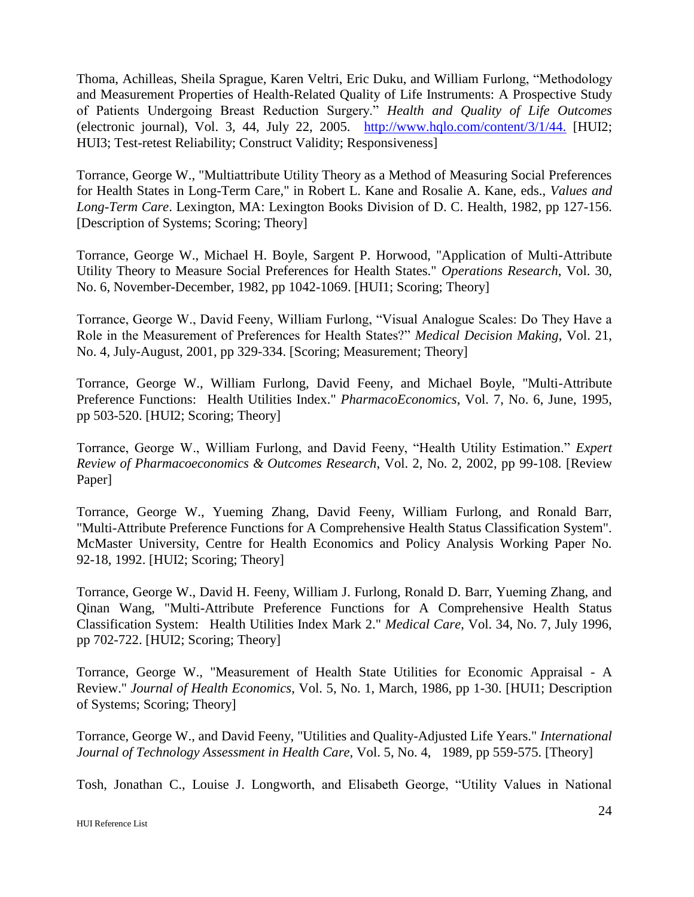Thoma, Achilleas, Sheila Sprague, Karen Veltri, Eric Duku, and William Furlong, "Methodology and Measurement Properties of Health-Related Quality of Life Instruments: A Prospective Study of Patients Undergoing Breast Reduction Surgery." *Health and Quality of Life Outcomes* (electronic journal), Vol. 3, 44, July 22, 2005. http://www.hqlo.com/content/3/1/44. [HUI2; HUI3; Test-retest Reliability; Construct Validity; Responsiveness]

Torrance, George W., "Multiattribute Utility Theory as a Method of Measuring Social Preferences for Health States in Long-Term Care," in Robert L. Kane and Rosalie A. Kane, eds., *Values and Long-Term Care*. Lexington, MA: Lexington Books Division of D. C. Health, 1982, pp 127-156. [Description of Systems; Scoring; Theory]

Torrance, George W., Michael H. Boyle, Sargent P. Horwood, "Application of Multi-Attribute Utility Theory to Measure Social Preferences for Health States." *Operations Research*, Vol. 30, No. 6, November-December, 1982, pp 1042-1069. [HUI1; Scoring; Theory]

Torrance, George W., David Feeny, William Furlong, "Visual Analogue Scales: Do They Have a Role in the Measurement of Preferences for Health States?" *Medical Decision Making*, Vol. 21, No. 4, July-August, 2001, pp 329-334. [Scoring; Measurement; Theory]

Torrance, George W., William Furlong, David Feeny, and Michael Boyle, "Multi-Attribute Preference Functions: Health Utilities Index." *PharmacoEconomics*, Vol. 7, No. 6, June, 1995, pp 503-520. [HUI2; Scoring; Theory]

Torrance, George W., William Furlong, and David Feeny, "Health Utility Estimation." *Expert Review of Pharmacoeconomics & Outcomes Research*, Vol. 2, No. 2, 2002, pp 99-108. [Review Paper]

Torrance, George W., Yueming Zhang, David Feeny, William Furlong, and Ronald Barr, "Multi-Attribute Preference Functions for A Comprehensive Health Status Classification System". McMaster University, Centre for Health Economics and Policy Analysis Working Paper No. 92-18, 1992. [HUI2; Scoring; Theory]

Torrance, George W., David H. Feeny, William J. Furlong, Ronald D. Barr, Yueming Zhang, and Qinan Wang, "Multi-Attribute Preference Functions for A Comprehensive Health Status Classification System: Health Utilities Index Mark 2." *Medical Care*, Vol. 34, No. 7, July 1996, pp 702-722. [HUI2; Scoring; Theory]

Torrance, George W., "Measurement of Health State Utilities for Economic Appraisal - A Review." *Journal of Health Economics*, Vol. 5, No. 1, March, 1986, pp 1-30. [HUI1; Description of Systems; Scoring; Theory]

Torrance, George W., and David Feeny, "Utilities and Quality-Adjusted Life Years." *International Journal of Technology Assessment in Health Care*, Vol. 5, No. 4, 1989, pp 559-575. [Theory]

Tosh, Jonathan C., Louise J. Longworth, and Elisabeth George, "Utility Values in National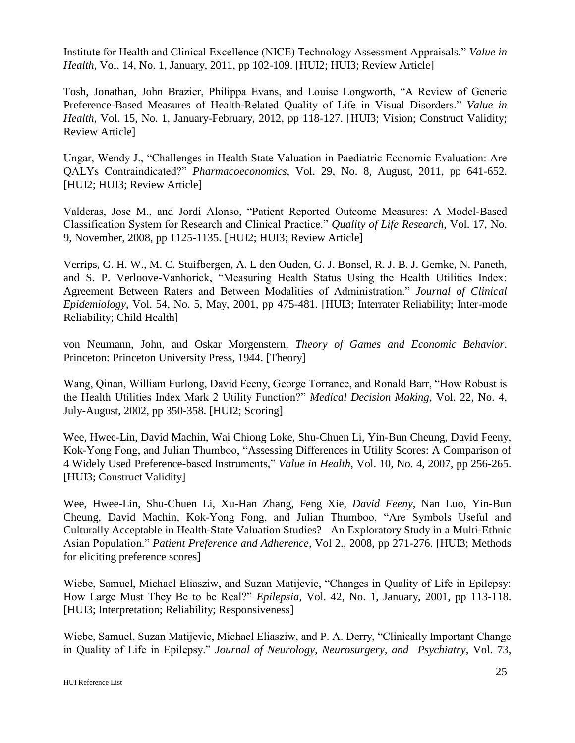Institute for Health and Clinical Excellence (NICE) Technology Assessment Appraisals." *Value in Health*, Vol. 14, No. 1, January, 2011, pp 102-109. [HUI2; HUI3; Review Article]

Tosh, Jonathan, John Brazier, Philippa Evans, and Louise Longworth, "A Review of Generic Preference-Based Measures of Health-Related Quality of Life in Visual Disorders." *Value in Health*, Vol. 15, No. 1, January-February, 2012, pp 118-127. [HUI3; Vision; Construct Validity; Review Article]

Ungar, Wendy J., "Challenges in Health State Valuation in Paediatric Economic Evaluation: Are QALYs Contraindicated?" *Pharmacoeconomics*, Vol. 29, No. 8, August, 2011, pp 641-652. [HUI2; HUI3; Review Article]

Valderas, Jose M., and Jordi Alonso, "Patient Reported Outcome Measures: A Model-Based Classification System for Research and Clinical Practice." *Quality of Life Research*, Vol. 17, No. 9, November, 2008, pp 1125-1135. [HUI2; HUI3; Review Article]

Verrips, G. H. W., M. C. Stuifbergen, A. L den Ouden, G. J. Bonsel, R. J. B. J. Gemke, N. Paneth, and S. P. Verloove-Vanhorick, "Measuring Health Status Using the Health Utilities Index: Agreement Between Raters and Between Modalities of Administration." *Journal of Clinical Epidemiology*, Vol. 54, No. 5, May, 2001, pp 475-481. [HUI3; Interrater Reliability; Inter-mode Reliability; Child Health]

von Neumann, John, and Oskar Morgenstern, *Theory of Games and Economic Behavior*. Princeton: Princeton University Press, 1944. [Theory]

Wang, Qinan, William Furlong, David Feeny, George Torrance, and Ronald Barr, "How Robust is the Health Utilities Index Mark 2 Utility Function?" *Medical Decision Making*, Vol. 22, No. 4, July-August, 2002, pp 350-358. [HUI2; Scoring]

Wee, Hwee-Lin, David Machin, Wai Chiong Loke, Shu-Chuen Li, Yin-Bun Cheung, David Feeny, Kok-Yong Fong, and Julian Thumboo, "Assessing Differences in Utility Scores: A Comparison of 4 Widely Used Preference-based Instruments," *Value in Health*, Vol. 10, No. 4, 2007, pp 256-265. [HUI3; Construct Validity]

Wee, Hwee-Lin, Shu-Chuen Li, Xu-Han Zhang, Feng Xie, *David Feeny*, Nan Luo, Yin-Bun Cheung, David Machin, Kok-Yong Fong, and Julian Thumboo, "Are Symbols Useful and Culturally Acceptable in Health-State Valuation Studies? An Exploratory Study in a Multi-Ethnic Asian Population." *Patient Preference and Adherence*, Vol 2., 2008, pp 271-276. [HUI3; Methods for eliciting preference scores]

Wiebe, Samuel, Michael Eliasziw, and Suzan Matijevic, "Changes in Quality of Life in Epilepsy: How Large Must They Be to be Real?" *Epilepsia*, Vol. 42, No. 1, January, 2001, pp 113-118. [HUI3; Interpretation; Reliability; Responsiveness]

Wiebe, Samuel, Suzan Matijevic, Michael Eliasziw, and P. A. Derry, "Clinically Important Change in Quality of Life in Epilepsy." *Journal of Neurology, Neurosurgery, and Psychiatry*, Vol. 73,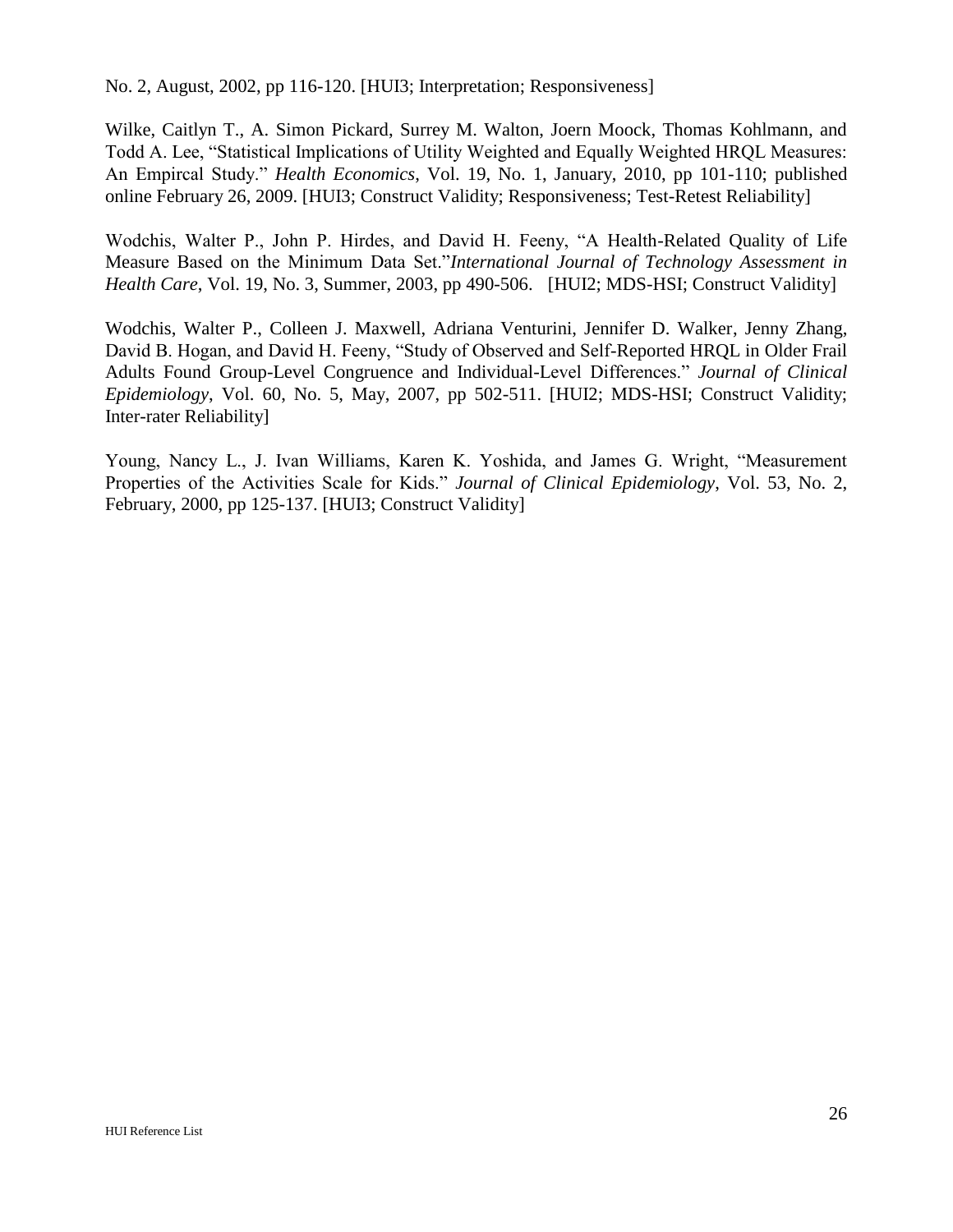No. 2, August, 2002, pp 116-120. [HUI3; Interpretation; Responsiveness]

Wilke, Caitlyn T., A. Simon Pickard, Surrey M. Walton, Joern Moock, Thomas Kohlmann, and Todd A. Lee, "Statistical Implications of Utility Weighted and Equally Weighted HRQL Measures: An Empircal Study." *Health Economics*, Vol. 19, No. 1, January, 2010, pp 101-110; published online February 26, 2009. [HUI3; Construct Validity; Responsiveness; Test-Retest Reliability]

Wodchis, Walter P., John P. Hirdes, and David H. Feeny, "A Health-Related Quality of Life Measure Based on the Minimum Data Set."*International Journal of Technology Assessment in Health Care*, Vol. 19, No. 3, Summer, 2003, pp 490-506. [HUI2; MDS-HSI; Construct Validity]

Wodchis, Walter P., Colleen J. Maxwell, Adriana Venturini, Jennifer D. Walker, Jenny Zhang, David B. Hogan, and David H. Feeny, "Study of Observed and Self-Reported HRQL in Older Frail Adults Found Group-Level Congruence and Individual-Level Differences." *Journal of Clinical Epidemiology*, Vol. 60, No. 5, May, 2007, pp 502-511. [HUI2; MDS-HSI; Construct Validity; Inter-rater Reliability]

Young, Nancy L., J. Ivan Williams, Karen K. Yoshida, and James G. Wright, "Measurement Properties of the Activities Scale for Kids." *Journal of Clinical Epidemiology*, Vol. 53, No. 2, February, 2000, pp 125-137. [HUI3; Construct Validity]